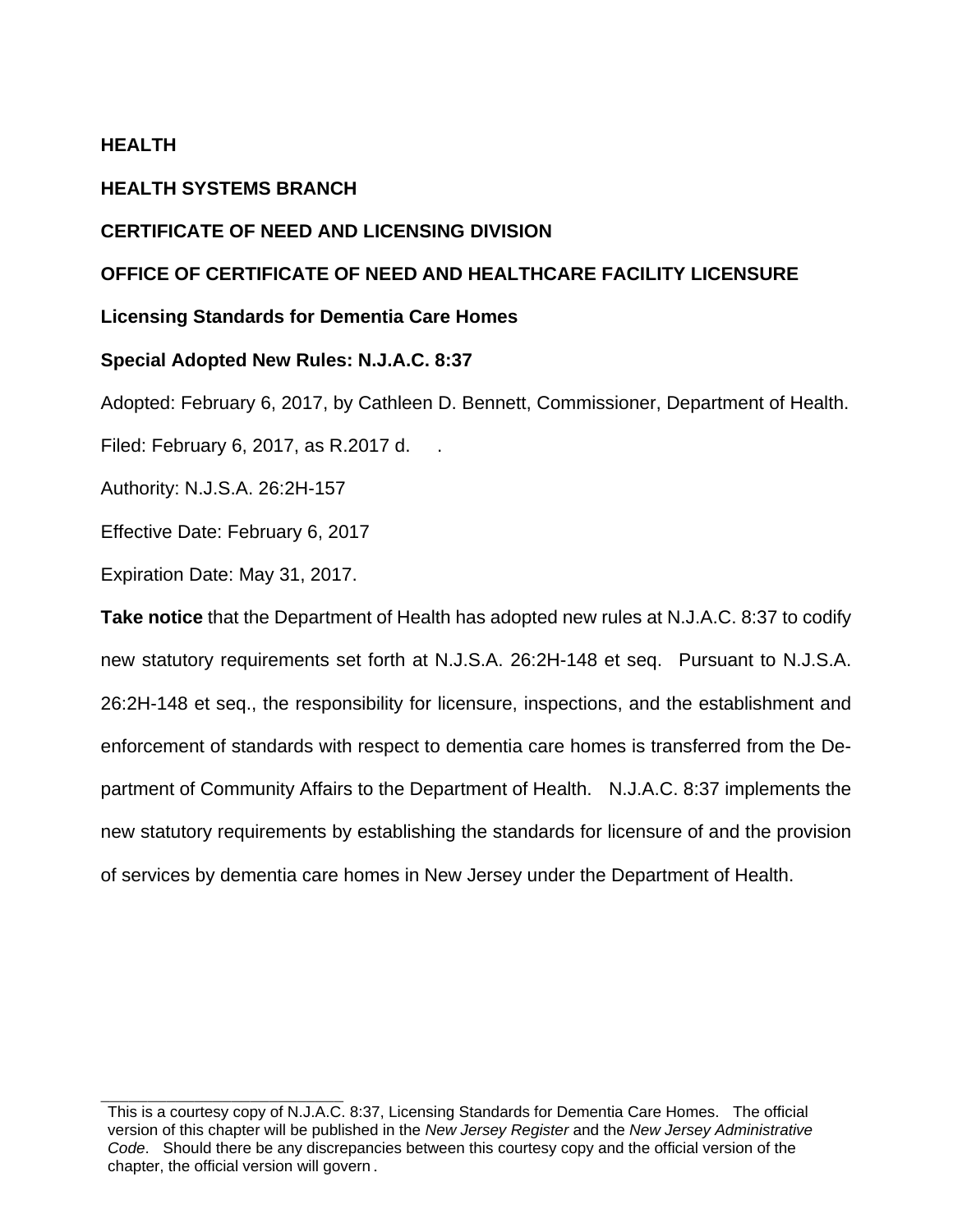**HEALTH**

**HEALTH SYSTEMS BRANCH**

**CERTIFICATE OF NEED AND LICENSING DIVISION**

**OFFICE OF CERTIFICATE OF NEED AND HEALTHCARE FACILITY LICENSURE**

**Licensing Standards for Dementia Care Homes**

**Special Adopted New Rules: N.J.A.C. 8:37**

Adopted: February 6, 2017, by Cathleen D. Bennett, Commissioner, Department of Health.

Filed: February 6, 2017, as R.2017 d. .

Authority: N.J.S.A. 26:2H-157

Effective Date: February 6, 2017

Expiration Date: May 31, 2017.

**Take notice** that the Department of Health has adopted new rules at N.J.A.C. 8:37 to codify new statutory requirements set forth at N.J.S.A. 26:2H-148 et seq. Pursuant to N.J.S.A. 26:2H-148 et seq., the responsibility for licensure, inspections, and the establishment and enforcement of standards with respect to dementia care homes is transferred from the Department of Community Affairs to the Department of Health. N.J.A.C. 8:37 implements the new statutory requirements by establishing the standards for licensure of and the provision of services by dementia care homes in New Jersey under the Department of Health.

---

This is a courtesy copy of N.J.A.C. 8:37, Licensing Standards for Dementia Care Homes. The official version of this chapter will be published in the *New Jersey Register* and the *New Jersey Administrative Code*. Should there be any discrepancies between this courtesy copy and the official version of the chapter, the official version will govern.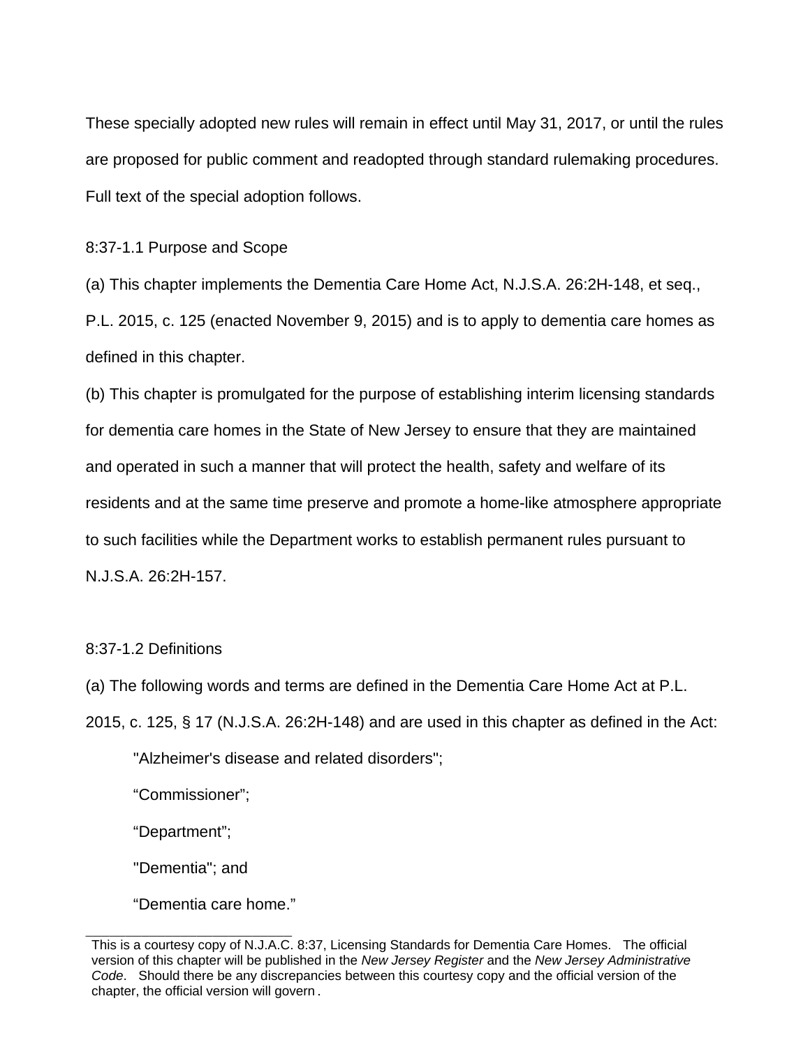These specially adopted new rules will remain in effect until May 31, 2017, or until the rules are proposed for public comment and readopted through standard rulemaking procedures. Full text of the special adoption follows.

8:37-1.1 Purpose and Scope

(a) This chapter implements the Dementia Care Home Act, N.J.S.A. 26:2H-148, et seq., P.L. 2015, c. 125 (enacted November 9, 2015) and is to apply to dementia care homes as defined in this chapter.

(b) This chapter is promulgated for the purpose of establishing interim licensing standards for dementia care homes in the State of New Jersey to ensure that they are maintained and operated in such a manner that will protect the health, safety and welfare of its residents and at the same time preserve and promote a home-like atmosphere appropriate to such facilities while the Department works to establish permanent rules pursuant to N.J.S.A. 26:2H-157.

8:37-1.2 Definitions

(a) The following words and terms are defined in the Dementia Care Home Act at P.L. 2015, c. 125, § 17 (N.J.S.A. 26:2H-148) and are used in this chapter as defined in the Act:

"Alzheimer's disease and related disorders";

"Commissioner";

"Department";

"Dementia"; and

"Dementia care home."

---

This is a courtesy copy of N.J.A.C. 8:37, Licensing Standards for Dementia Care Homes. The official version of this chapter will be published in the *New Jersey Register* and the *New Jersey Administrative Code*. Should there be any discrepancies between this courtesy copy and the official version of the chapter, the official version will govern.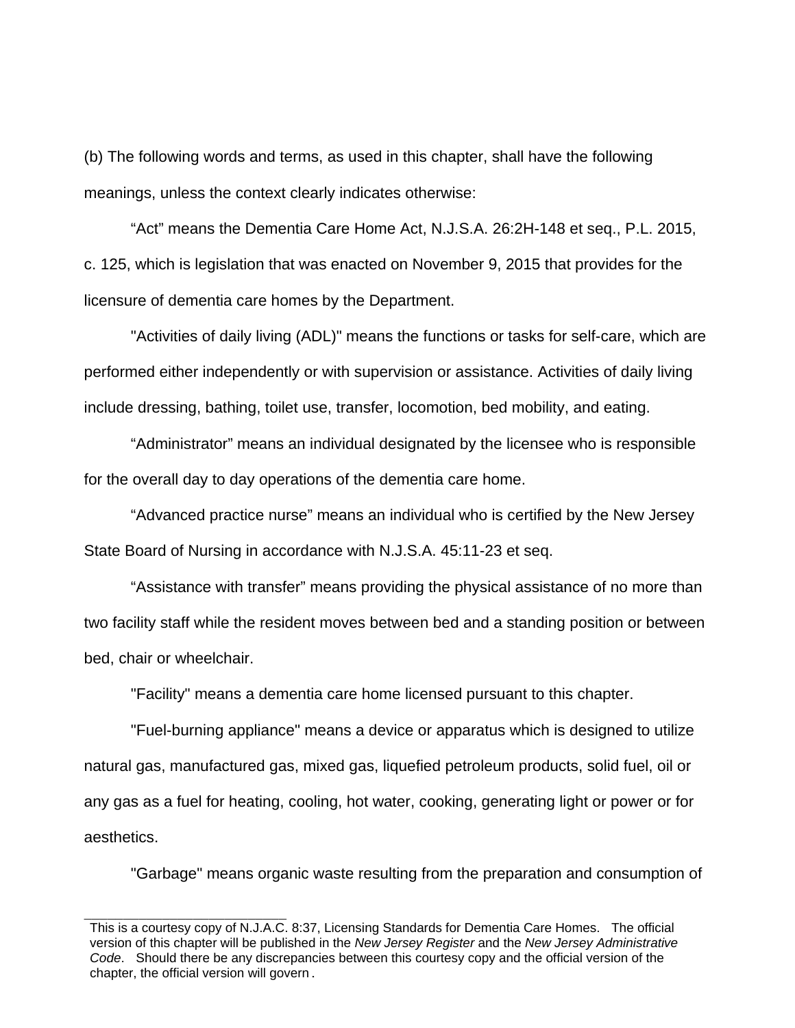(b) The following words and terms, as used in this chapter, shall have the following meanings, unless the context clearly indicates otherwise:

"Act" means the Dementia Care Home Act, N.J.S.A. 26:2H-148 et seq., P.L. 2015, c. 125, which is legislation that was enacted on November 9, 2015 that provides for the licensure of dementia care homes by the Department.

"Activities of daily living (ADL)" means the functions or tasks for self-care, which are performed either independently or with supervision or assistance. Activities of daily living include dressing, bathing, toilet use, transfer, locomotion, bed mobility, and eating.

"Administrator" means an individual designated by the licensee who is responsible for the overall day to day operations of the dementia care home.

"Advanced practice nurse" means an individual who is certified by the New Jersey State Board of Nursing in accordance with N.J.S.A. 45:11-23 et seq.

"Assistance with transfer" means providing the physical assistance of no more than two facility staff while the resident moves between bed and a standing position or between bed, chair or wheelchair.

"Facility" means a dementia care home licensed pursuant to this chapter.

"Fuel-burning appliance" means a device or apparatus which is designed to utilize natural gas, manufactured gas, mixed gas, liquefied petroleum products, solid fuel, oil or any gas as a fuel for heating, cooling, hot water, cooking, generating light or power or for aesthetics.

"Garbage" means organic waste resulting from the preparation and consumption of

---

This is a courtesy copy of N.J.A.C. 8:37, Licensing Standards for Dementia Care Homes. The official version of this chapter will be published in the *New Jersey Register* and the *New Jersey Administrative Code*. Should there be any discrepancies between this courtesy copy and the official version of the chapter, the official version will govern.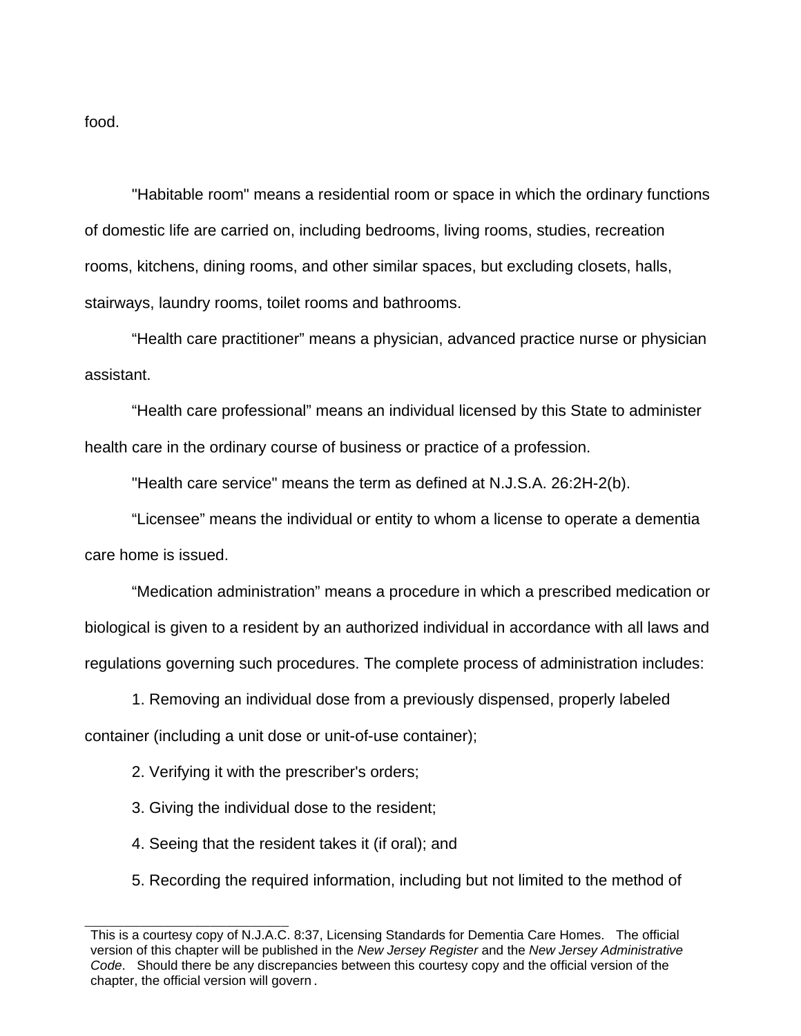food.

"Habitable room" means a residential room or space in which the ordinary functions of domestic life are carried on, including bedrooms, living rooms, studies, recreation rooms, kitchens, dining rooms, and other similar spaces, but excluding closets, halls, stairways, laundry rooms, toilet rooms and bathrooms.

“Health care practitioner” means a physician, advanced practice nurse or physician assistant.

“Health care professional” means an individual licensed by this State to administer health care in the ordinary course of business or practice of a profession.

"Health care service" means the term as defined at N.J.S.A. 26:2H-2(b).

“Licensee” means the individual or entity to whom a license to operate a dementia care home is issued.

“Medication administration” means a procedure in which a prescribed medication or biological is given to a resident by an authorized individual in accordance with all laws and regulations governing such procedures. The complete process of administration includes:

1. Removing an individual dose from a previously dispensed, properly labeled container (including a unit dose or unit-of-use container);

2. Verifying it with the prescriber's orders;

3. Giving the individual dose to the resident;

4. Seeing that the resident takes it (if oral); and

5. Recording the required information, including but not limited to the method of

This is a courtesy copy of N.J.A.C. 8:37, Licensing Standards for Dementia Care Homes. The official version of this chapter will be published in the *New Jersey Register* and the *New Jersey Administrative Code*. Should there be any discrepancies between this courtesy copy and the official version of the chapter, the official version will govern.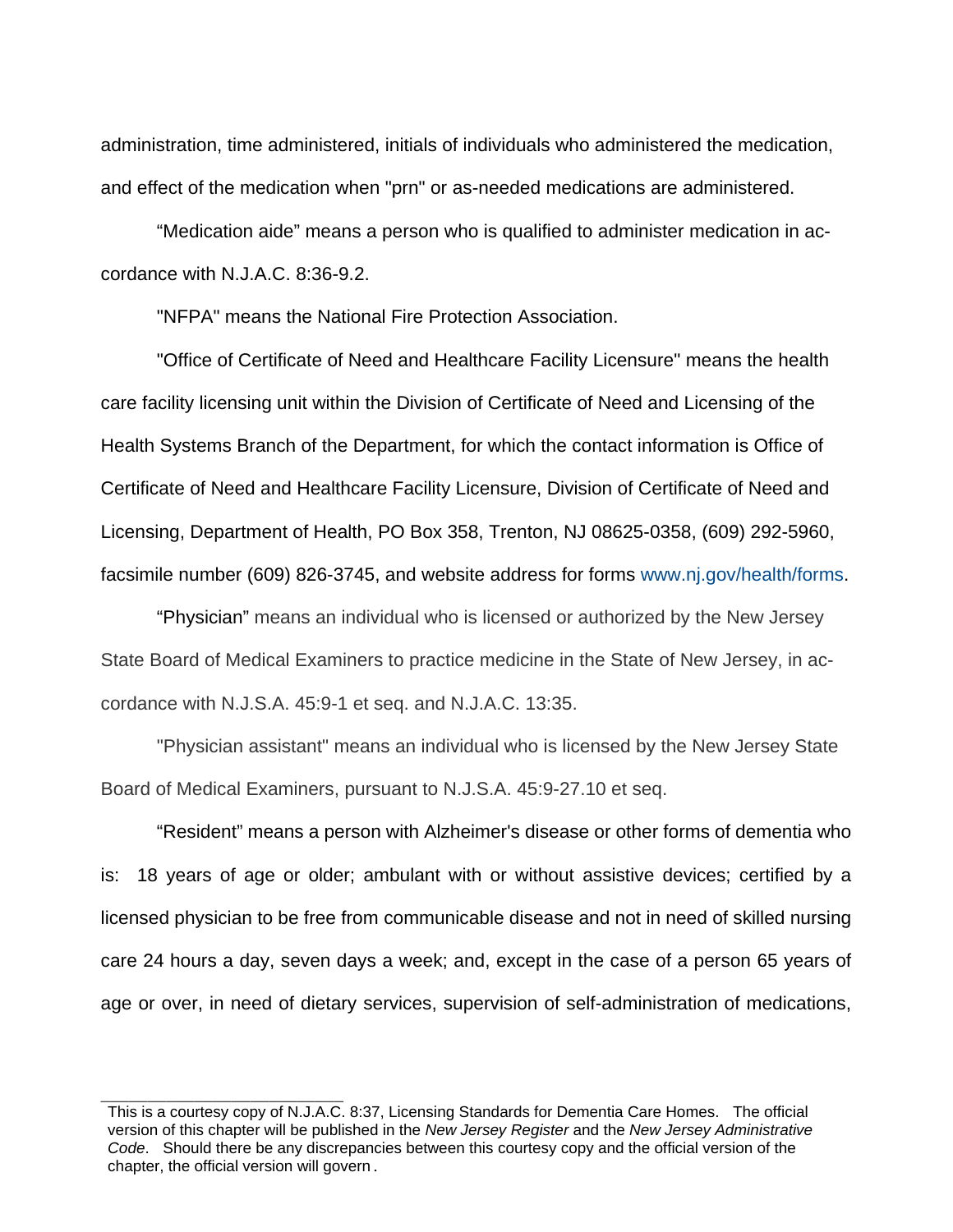administration, time administered, initials of individuals who administered the medication, and effect of the medication when "prn" or as-needed medications are administered.

“Medication aide” means a person who is qualified to administer medication in accordance with N.J.A.C. 8:36-9.2.

"NFPA" means the National Fire Protection Association.

"Office of Certificate of Need and Healthcare Facility Licensure" means the health care facility licensing unit within the Division of Certificate of Need and Licensing of the Health Systems Branch of the Department, for which the contact information is Office of Certificate of Need and Healthcare Facility Licensure, Division of Certificate of Need and Licensing, Department of Health, PO Box 358, Trenton, NJ 08625-0358, (609) 292-5960, facsimile number (609) 826-3745, and website address for forms www.nj.gov/health/forms.

“Physician” means an individual who is licensed or authorized by the New Jersey State Board of Medical Examiners to practice medicine in the State of New Jersey, in accordance with N.J.S.A. 45:9-1 et seq. and N.J.A.C. 13:35.

"Physician assistant" means an individual who is licensed by the New Jersey State Board of Medical Examiners, pursuant to N.J.S.A. 45:9-27.10 et seq.

“Resident” means a person with Alzheimer's disease or other forms of dementia who is: 18 years of age or older; ambulant with or without assistive devices; certified by a licensed physician to be free from communicable disease and not in need of skilled nursing care 24 hours a day, seven days a week; and, except in the case of a person 65 years of age or over, in need of dietary services, supervision of self-administration of medications,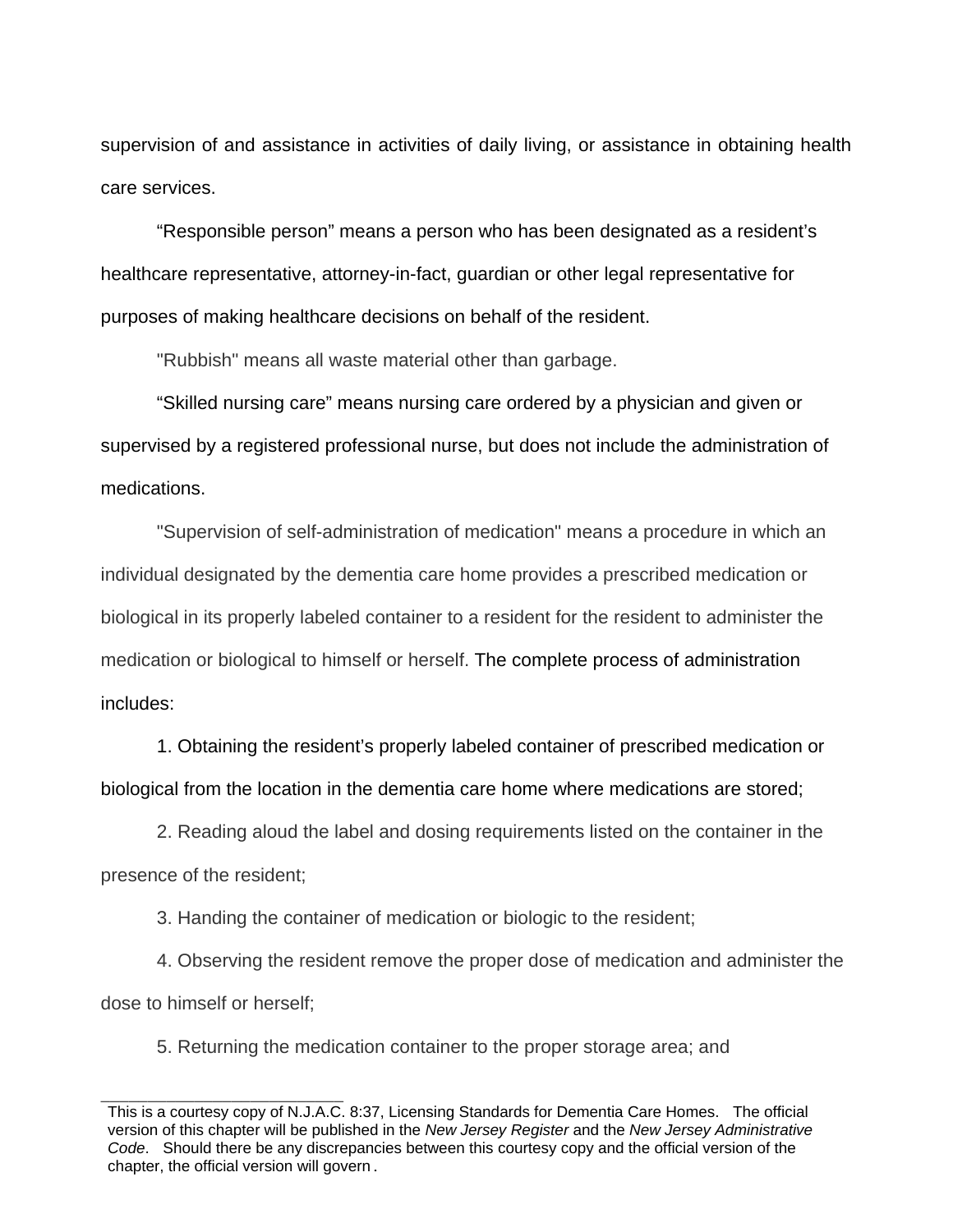supervision of and assistance in activities of daily living, or assistance in obtaining health care services.

“Responsible person” means a person who has been designated as a resident’s healthcare representative, attorney-in-fact, guardian or other legal representative for purposes of making healthcare decisions on behalf of the resident.

"Rubbish" means all waste material other than garbage.

“Skilled nursing care” means nursing care ordered by a physician and given or supervised by a registered professional nurse, but does not include the administration of medications.

"Supervision of self-administration of medication" means a procedure in which an individual designated by the dementia care home provides a prescribed medication or biological in its properly labeled container to a resident for the resident to administer the medication or biological to himself or herself. The complete process of administration includes:

1. Obtaining the resident’s properly labeled container of prescribed medication or biological from the location in the dementia care home where medications are stored;

2. Reading aloud the label and dosing requirements listed on the container in the presence of the resident;

3. Handing the container of medication or biologic to the resident;

4. Observing the resident remove the proper dose of medication and administer the dose to himself or herself;

5. Returning the medication container to the proper storage area; and

This is a courtesy copy of N.J.A.C. 8:37, Licensing Standards for Dementia Care Homes. The official version of this chapter will be published in the *New Jersey Register* and the *New Jersey Administrative Code*. Should there be any discrepancies between this courtesy copy and the official version of the chapter, the official version will govern.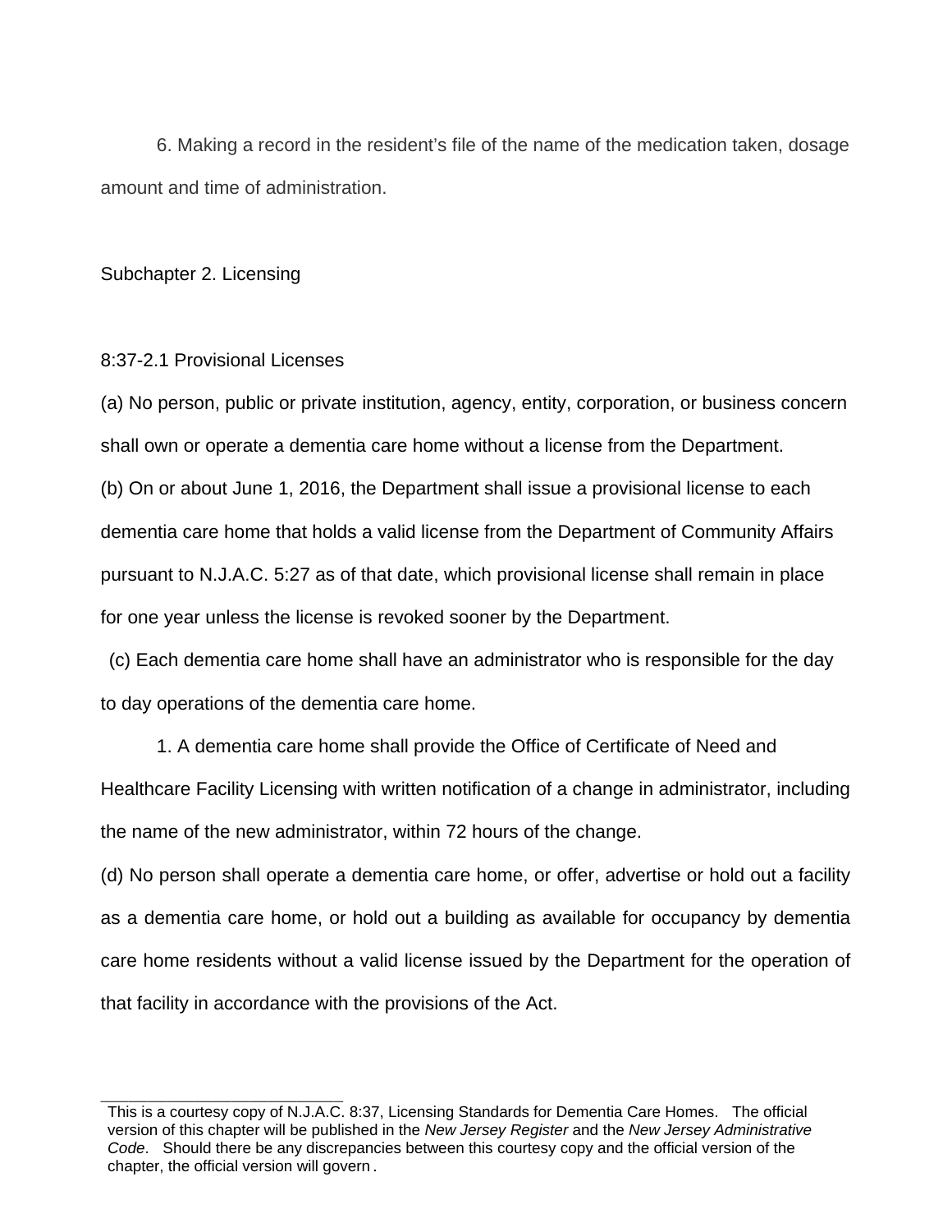6. Making a record in the resident's file of the name of the medication taken, dosage amount and time of administration.

## Subchapter 2. Licensing

### 8:37-2.1 Provisional Licenses

(a) No person, public or private institution, agency, entity, corporation, or business concern shall own or operate a dementia care home without a license from the Department.

(b) On or about June 1, 2016, the Department shall issue a provisional license to each dementia care home that holds a valid license from the Department of Community Affairs pursuant to N.J.A.C. 5:27 as of that date, which provisional license shall remain in place for one year unless the license is revoked sooner by the Department.

(c) Each dementia care home shall have an administrator who is responsible for the day to day operations of the dementia care home.

1. A dementia care home shall provide the Office of Certificate of Need and Healthcare Facility Licensing with written notification of a change in administrator, including the name of the new administrator, within 72 hours of the change.

(d) No person shall operate a dementia care home, or offer, advertise or hold out a facility as a dementia care home, or hold out a building as available for occupancy by dementia care home residents without a valid license issued by the Department for the operation of that facility in accordance with the provisions of the Act.

---

This is a courtesy copy of N.J.A.C. 8:37, Licensing Standards for Dementia Care Homes. The official version of this chapter will be published in the *New Jersey Register* and the *New Jersey Administrative Code*. Should there be any discrepancies between this courtesy copy and the official version of the chapter, the official version will govern.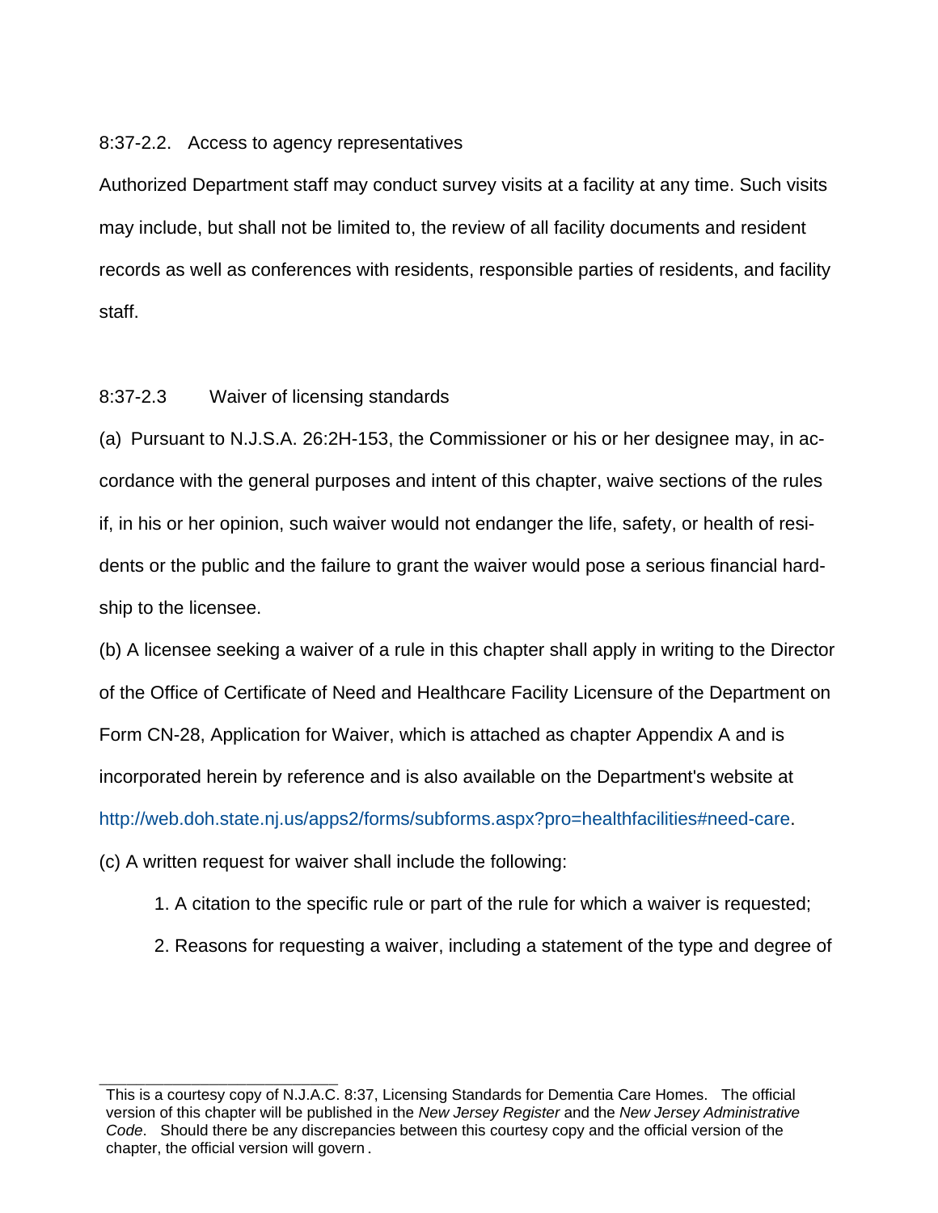8:37-2.2. Access to agency representatives

Authorized Department staff may conduct survey visits at a facility at any time. Such visits may include, but shall not be limited to, the review of all facility documents and resident records as well as conferences with residents, responsible parties of residents, and facility staff.

8:37-2.3 Waiver of licensing standards

(a) Pursuant to N.J.S.A. 26:2H-153, the Commissioner or his or her designee may, in accordance with the general purposes and intent of this chapter, waive sections of the rules if, in his or her opinion, such waiver would not endanger the life, safety, or health of residents or the public and the failure to grant the waiver would pose a serious financial hardship to the licensee.

(b) A licensee seeking a waiver of a rule in this chapter shall apply in writing to the Director of the Office of Certificate of Need and Healthcare Facility Licensure of the Department on Form CN-28, Application for Waiver, which is attached as chapter Appendix A and is incorporated herein by reference and is also available on the Department's website at http://web.doh.state.nj.us/apps2/forms/subforms.aspx?pro=healthfacilities#need-care.

(c) A written request for waiver shall include the following:

1. A citation to the specific rule or part of the rule for which a waiver is requested;

2. Reasons for requesting a waiver, including a statement of the type and degree of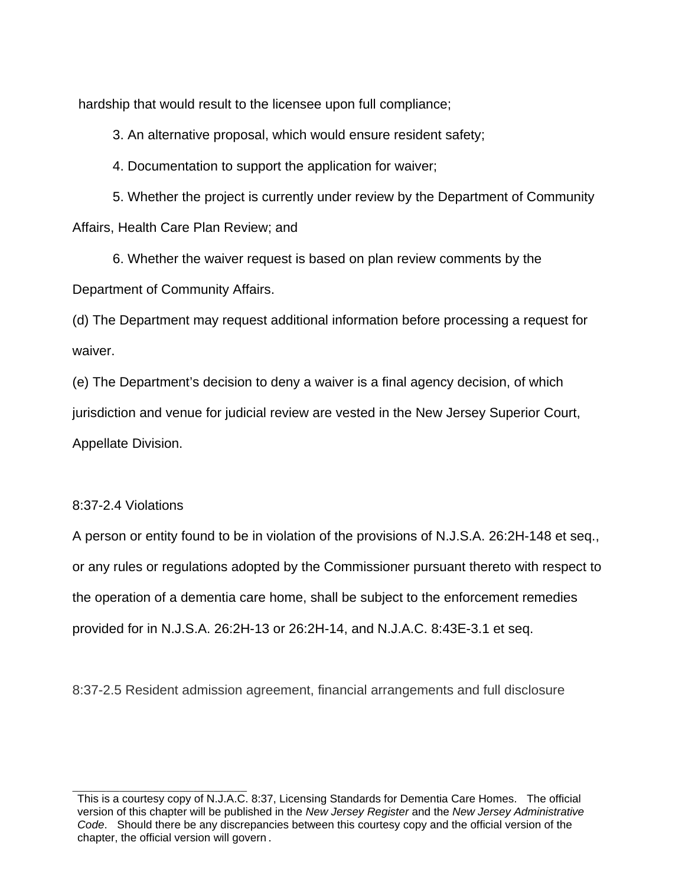hardship that would result to the licensee upon full compliance;

3. An alternative proposal, which would ensure resident safety;

4. Documentation to support the application for waiver;

5. Whether the project is currently under review by the Department of Community Affairs, Health Care Plan Review; and

6. Whether the waiver request is based on plan review comments by the Department of Community Affairs.

(d) The Department may request additional information before processing a request for waiver.

(e) The Department's decision to deny a waiver is a final agency decision, of which jurisdiction and venue for judicial review are vested in the New Jersey Superior Court, Appellate Division.

## 8:37-2.4 Violations

A person or entity found to be in violation of the provisions of N.J.S.A. 26:2H-148 et seq., or any rules or regulations adopted by the Commissioner pursuant thereto with respect to the operation of a dementia care home, shall be subject to the enforcement remedies provided for in N.J.S.A. 26:2H-13 or 26:2H-14, and N.J.A.C. 8:43E-3.1 et seq.

## 8:37-2.5 Resident admission agreement, financial arrangements and full disclosure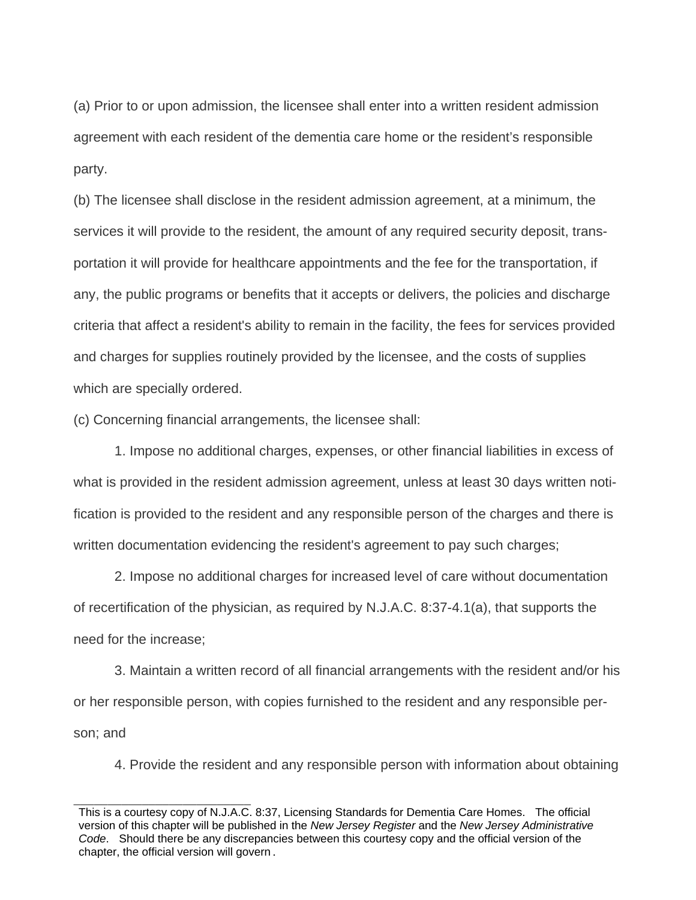(a) Prior to or upon admission, the licensee shall enter into a written resident admission agreement with each resident of the dementia care home or the resident's responsible party.

(b) The licensee shall disclose in the resident admission agreement, at a minimum, the services it will provide to the resident, the amount of any required security deposit, transportation it will provide for healthcare appointments and the fee for the transportation, if any, the public programs or benefits that it accepts or delivers, the policies and discharge criteria that affect a resident's ability to remain in the facility, the fees for services provided and charges for supplies routinely provided by the licensee, and the costs of supplies which are specially ordered.

(c) Concerning financial arrangements, the licensee shall:

1. Impose no additional charges, expenses, or other financial liabilities in excess of what is provided in the resident admission agreement, unless at least 30 days written notification is provided to the resident and any responsible person of the charges and there is written documentation evidencing the resident's agreement to pay such charges;

2. Impose no additional charges for increased level of care without documentation of recertification of the physician, as required by N.J.A.C. 8:37-4.1(a), that supports the need for the increase;

3. Maintain a written record of all financial arrangements with the resident and/or his or her responsible person, with copies furnished to the resident and any responsible person; and

4. Provide the resident and any responsible person with information about obtaining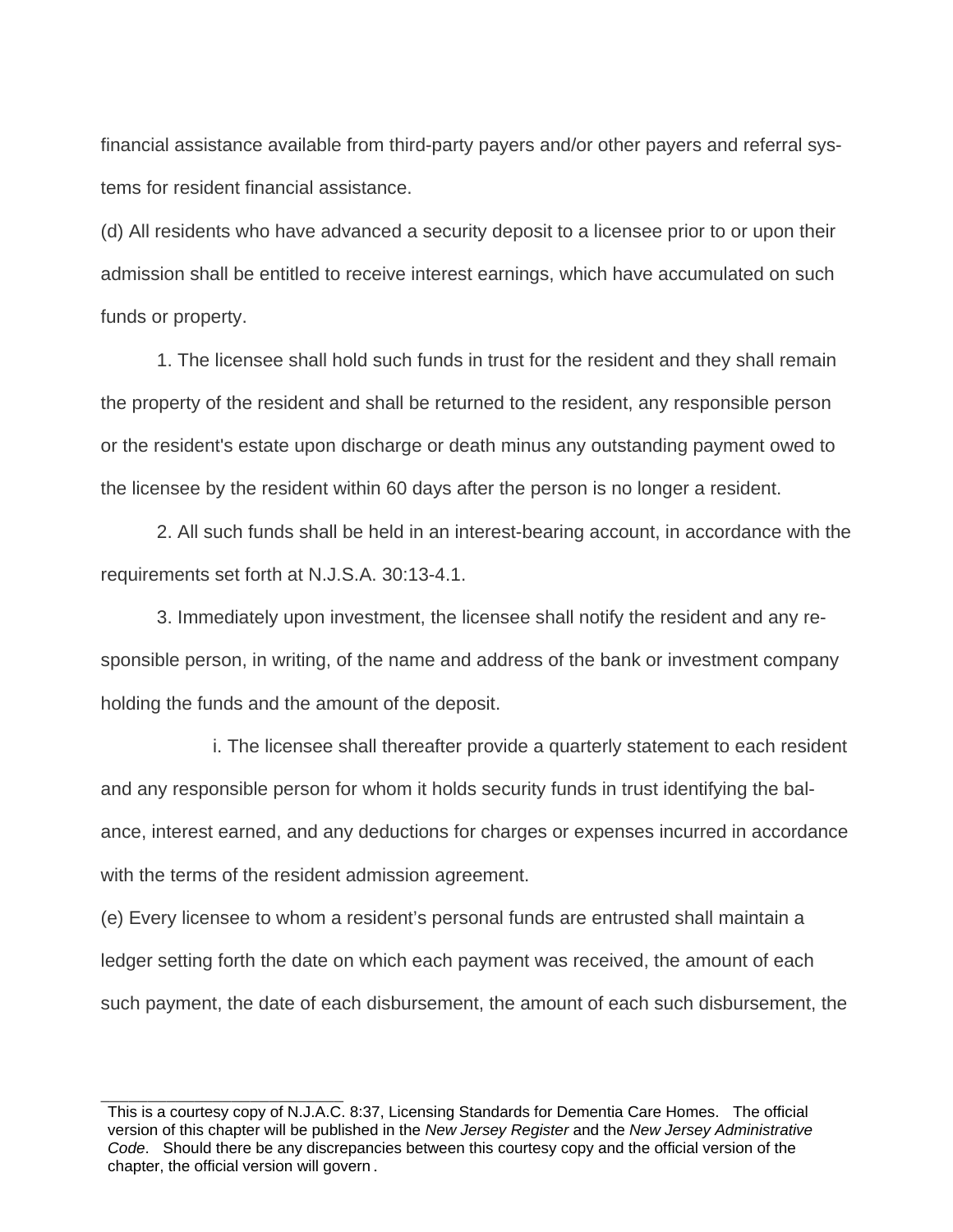financial assistance available from third-party payers and/or other payers and referral systems for resident financial assistance.

(d) All residents who have advanced a security deposit to a licensee prior to or upon their admission shall be entitled to receive interest earnings, which have accumulated on such funds or property.

1. The licensee shall hold such funds in trust for the resident and they shall remain the property of the resident and shall be returned to the resident, any responsible person or the resident's estate upon discharge or death minus any outstanding payment owed to the licensee by the resident within 60 days after the person is no longer a resident.

2. All such funds shall be held in an interest-bearing account, in accordance with the requirements set forth at N.J.S.A. 30:13-4.1.

3. Immediately upon investment, the licensee shall notify the resident and any responsible person, in writing, of the name and address of the bank or investment company holding the funds and the amount of the deposit.

i. The licensee shall thereafter provide a quarterly statement to each resident and any responsible person for whom it holds security funds in trust identifying the balance, interest earned, and any deductions for charges or expenses incurred in accordance with the terms of the resident admission agreement.

(e) Every licensee to whom a resident’s personal funds are entrusted shall maintain a ledger setting forth the date on which each payment was received, the amount of each such payment, the date of each disbursement, the amount of each such disbursement, the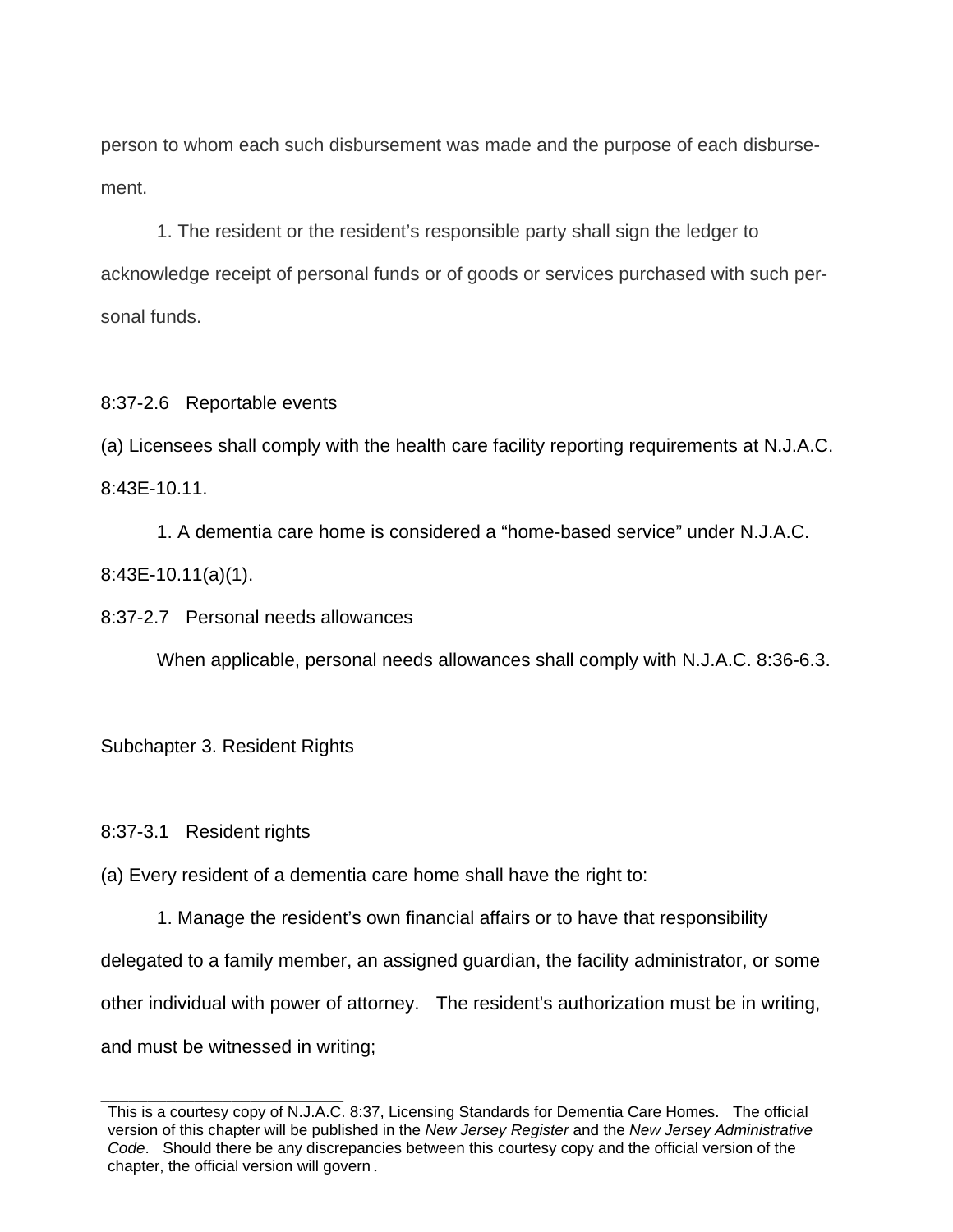person to whom each such disbursement was made and the purpose of each disbursement.

1. The resident or the resident's responsible party shall sign the ledger to acknowledge receipt of personal funds or of goods or services purchased with such personal funds.

8:37-2.6 Reportable events

(a) Licensees shall comply with the health care facility reporting requirements at N.J.A.C. 8:43E-10.11.

1. A dementia care home is considered a "home-based service" under N.J.A.C. 8:43E-10.11(a)(1).

8:37-2.7 Personal needs allowances

When applicable, personal needs allowances shall comply with N.J.A.C. 8:36-6.3.

Subchapter 3. Resident Rights

8:37-3.1 Resident rights

(a) Every resident of a dementia care home shall have the right to:

1. Manage the resident's own financial affairs or to have that responsibility delegated to a family member, an assigned guardian, the facility administrator, or some other individual with power of attorney. The resident's authorization must be in writing, and must be witnessed in writing;

---

This is a courtesy copy of N.J.A.C. 8:37, Licensing Standards for Dementia Care Homes. The official version of this chapter will be published in the *New Jersey Register* and the *New Jersey Administrative Code*. Should there be any discrepancies between this courtesy copy and the official version of the chapter, the official version will govern.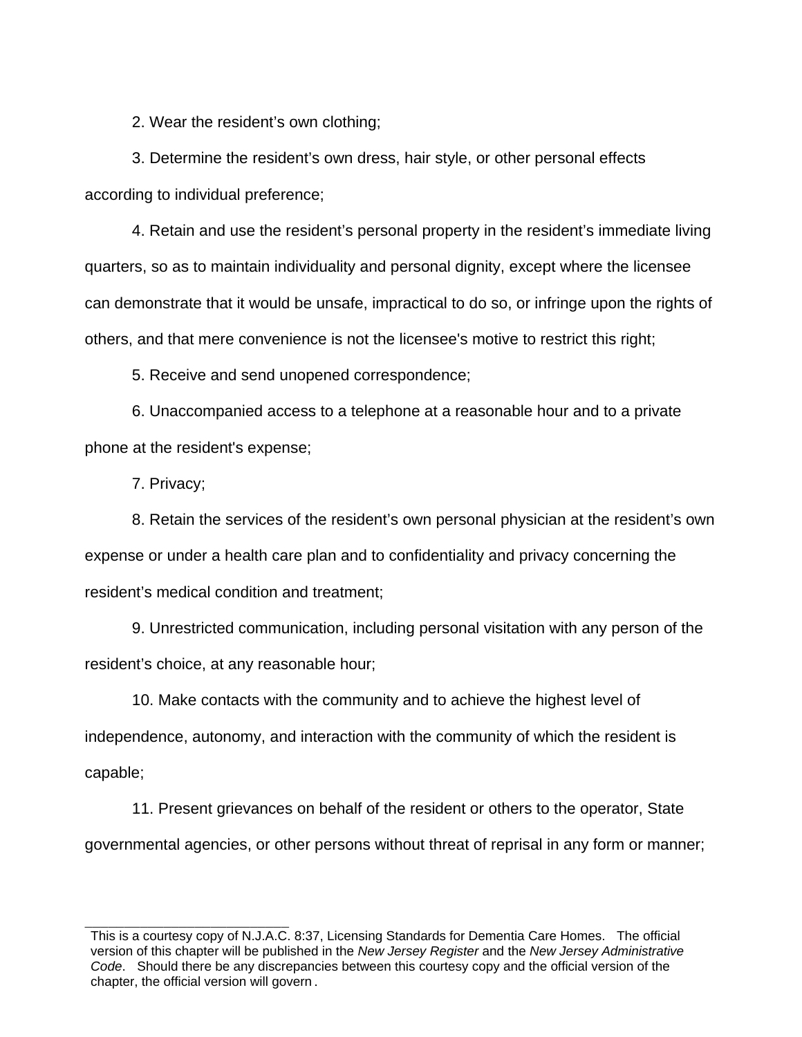2. Wear the resident’s own clothing;

3. Determine the resident’s own dress, hair style, or other personal effects according to individual preference;

4. Retain and use the resident’s personal property in the resident’s immediate living quarters, so as to maintain individuality and personal dignity, except where the licensee can demonstrate that it would be unsafe, impractical to do so, or infringe upon the rights of others, and that mere convenience is not the licensee's motive to restrict this right;

5. Receive and send unopened correspondence;

6. Unaccompanied access to a telephone at a reasonable hour and to a private phone at the resident's expense;

7. Privacy;

8. Retain the services of the resident’s own personal physician at the resident’s own expense or under a health care plan and to confidentiality and privacy concerning the resident’s medical condition and treatment;

9. Unrestricted communication, including personal visitation with any person of the resident’s choice, at any reasonable hour;

10. Make contacts with the community and to achieve the highest level of independence, autonomy, and interaction with the community of which the resident is capable;

11. Present grievances on behalf of the resident or others to the operator, State governmental agencies, or other persons without threat of reprisal in any form or manner;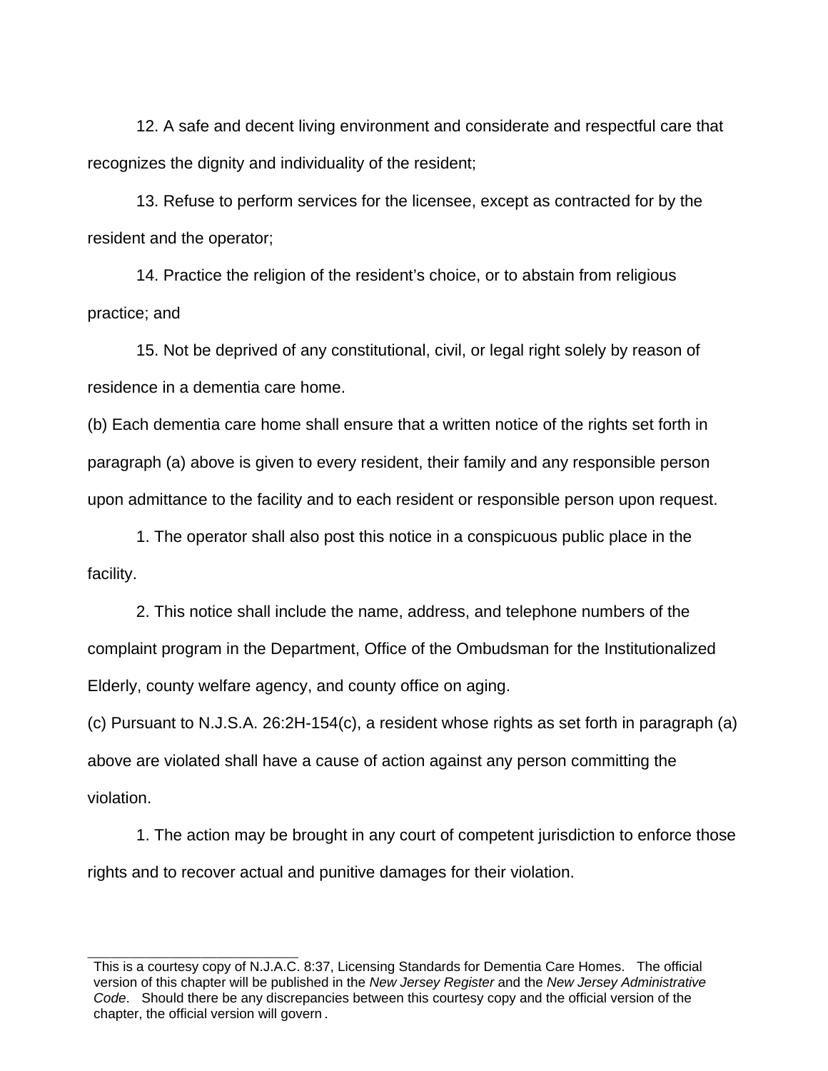12. A safe and decent living environment and considerate and respectful care that recognizes the dignity and individuality of the resident;

13. Refuse to perform services for the licensee, except as contracted for by the resident and the operator;

14. Practice the religion of the resident's choice, or to abstain from religious practice; and

15. Not be deprived of any constitutional, civil, or legal right solely by reason of residence in a dementia care home.

(b) Each dementia care home shall ensure that a written notice of the rights set forth in paragraph (a) above is given to every resident, their family and any responsible person upon admittance to the facility and to each resident or responsible person upon request.

1. The operator shall also post this notice in a conspicuous public place in the facility.

2. This notice shall include the name, address, and telephone numbers of the complaint program in the Department, Office of the Ombudsman for the Institutionalized Elderly, county welfare agency, and county office on aging.

(c) Pursuant to N.J.S.A. 26:2H-154(c), a resident whose rights as set forth in paragraph (a) above are violated shall have a cause of action against any person committing the violation.

1. The action may be brought in any court of competent jurisdiction to enforce those rights and to recover actual and punitive damages for their violation.

---

This is a courtesy copy of N.J.A.C. 8:37, Licensing Standards for Dementia Care Homes. The official version of this chapter will be published in the *New Jersey Register* and the *New Jersey Administrative Code*. Should there be any discrepancies between this courtesy copy and the official version of the chapter, the official version will govern.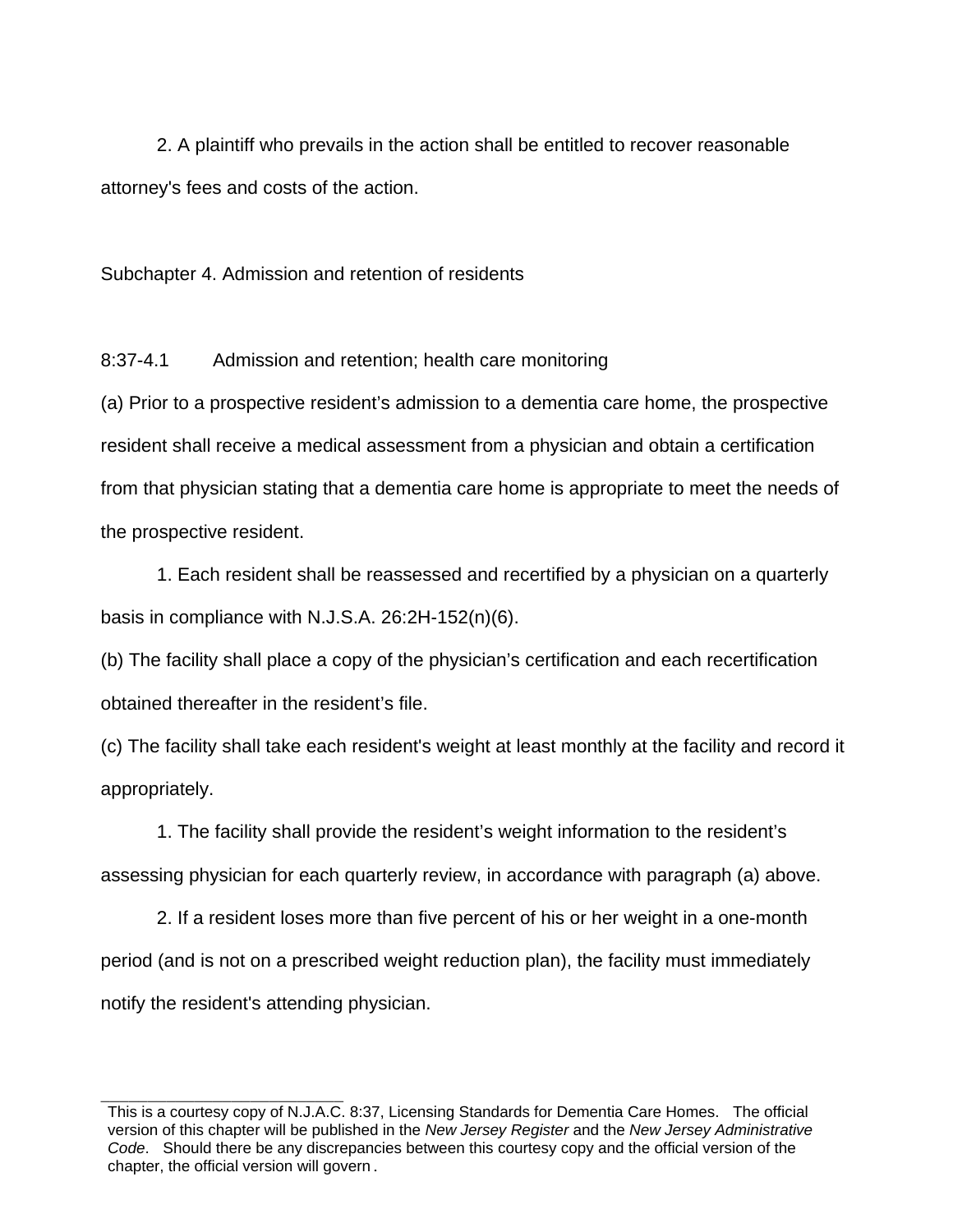2. A plaintiff who prevails in the action shall be entitled to recover reasonable attorney's fees and costs of the action.

## Subchapter 4. Admission and retention of residents

### 8:37-4.1 Admission and retention; health care monitoring

(a) Prior to a prospective resident’s admission to a dementia care home, the prospective resident shall receive a medical assessment from a physician and obtain a certification from that physician stating that a dementia care home is appropriate to meet the needs of the prospective resident.

1. Each resident shall be reassessed and recertified by a physician on a quarterly basis in compliance with N.J.S.A. 26:2H-152(n)(6).

(b) The facility shall place a copy of the physician’s certification and each recertification obtained thereafter in the resident’s file.

(c) The facility shall take each resident's weight at least monthly at the facility and record it appropriately.

1. The facility shall provide the resident’s weight information to the resident’s assessing physician for each quarterly review, in accordance with paragraph (a) above.

2. If a resident loses more than five percent of his or her weight in a one-month period (and is not on a prescribed weight reduction plan), the facility must immediately notify the resident's attending physician.

---

This is a courtesy copy of N.J.A.C. 8:37, Licensing Standards for Dementia Care Homes. The official version of this chapter will be published in the *New Jersey Register* and the *New Jersey Administrative Code*. Should there be any discrepancies between this courtesy copy and the official version of the chapter, the official version will govern.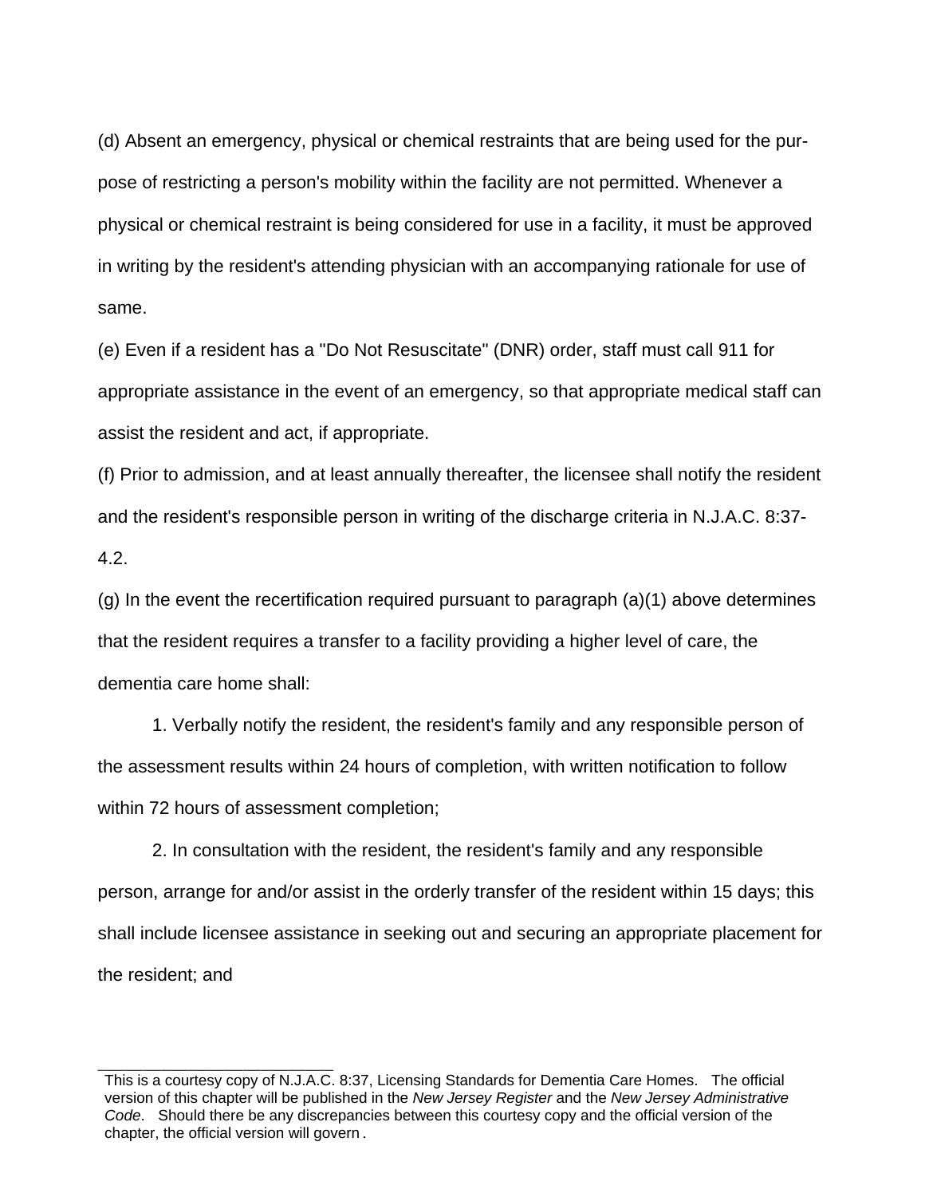(d) Absent an emergency, physical or chemical restraints that are being used for the purpose of restricting a person's mobility within the facility are not permitted. Whenever a physical or chemical restraint is being considered for use in a facility, it must be approved in writing by the resident's attending physician with an accompanying rationale for use of same.

(e) Even if a resident has a "Do Not Resuscitate" (DNR) order, staff must call 911 for appropriate assistance in the event of an emergency, so that appropriate medical staff can assist the resident and act, if appropriate.

(f) Prior to admission, and at least annually thereafter, the licensee shall notify the resident and the resident's responsible person in writing of the discharge criteria in N.J.A.C. 8:37-4.2.

(g) In the event the recertification required pursuant to paragraph (a)(1) above determines that the resident requires a transfer to a facility providing a higher level of care, the dementia care home shall:

1. Verbally notify the resident, the resident's family and any responsible person of the assessment results within 24 hours of completion, with written notification to follow within 72 hours of assessment completion;

2. In consultation with the resident, the resident's family and any responsible person, arrange for and/or assist in the orderly transfer of the resident within 15 days; this shall include licensee assistance in seeking out and securing an appropriate placement for the resident; and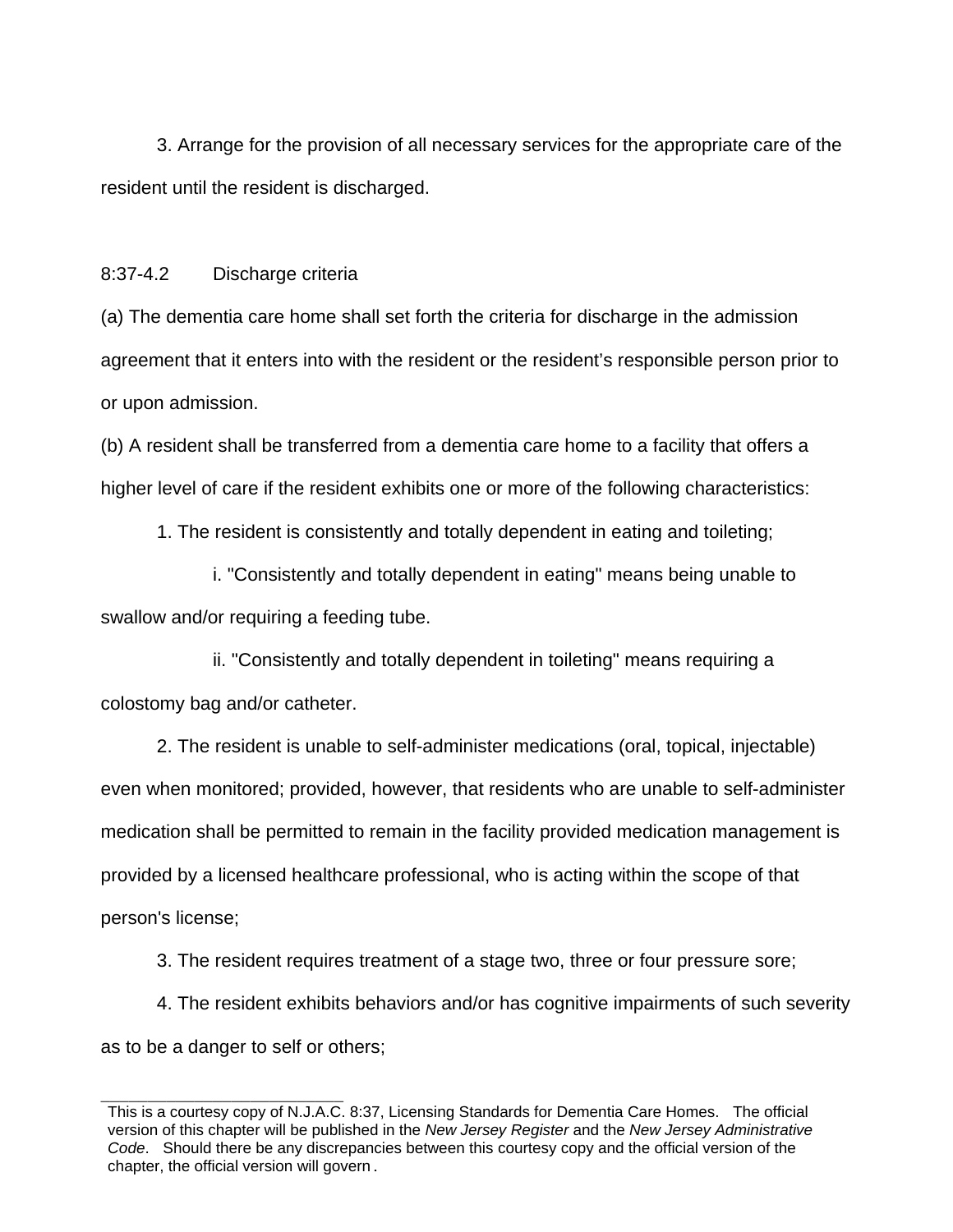3. Arrange for the provision of all necessary services for the appropriate care of the resident until the resident is discharged.

8:37-4.2 Discharge criteria

(a) The dementia care home shall set forth the criteria for discharge in the admission agreement that it enters into with the resident or the resident's responsible person prior to or upon admission.

(b) A resident shall be transferred from a dementia care home to a facility that offers a higher level of care if the resident exhibits one or more of the following characteristics:

1. The resident is consistently and totally dependent in eating and toileting;

i. "Consistently and totally dependent in eating" means being unable to swallow and/or requiring a feeding tube.

ii. "Consistently and totally dependent in toileting" means requiring a colostomy bag and/or catheter.

2. The resident is unable to self-administer medications (oral, topical, injectable) even when monitored; provided, however, that residents who are unable to self-administer medication shall be permitted to remain in the facility provided medication management is provided by a licensed healthcare professional, who is acting within the scope of that person's license;

3. The resident requires treatment of a stage two, three or four pressure sore;

4. The resident exhibits behaviors and/or has cognitive impairments of such severity as to be a danger to self or others;

This is a courtesy copy of N.J.A.C. 8:37, Licensing Standards for Dementia Care Homes. The official version of this chapter will be published in the *New Jersey Register* and the *New Jersey Administrative Code*. Should there be any discrepancies between this courtesy copy and the official version of the chapter, the official version will govern.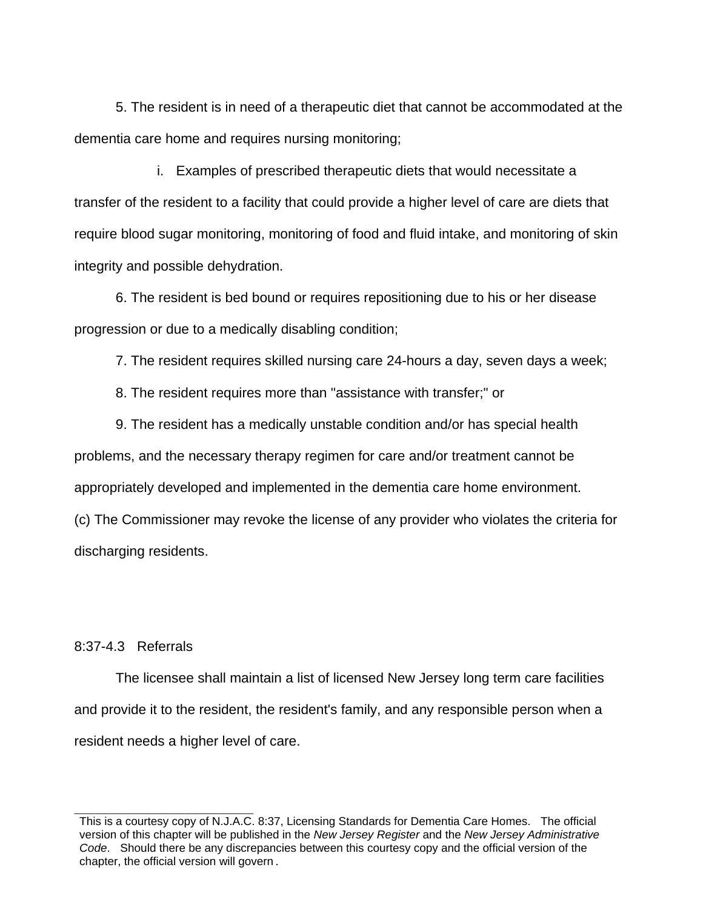5. The resident is in need of a therapeutic diet that cannot be accommodated at the dementia care home and requires nursing monitoring;

i. Examples of prescribed therapeutic diets that would necessitate a transfer of the resident to a facility that could provide a higher level of care are diets that require blood sugar monitoring, monitoring of food and fluid intake, and monitoring of skin integrity and possible dehydration.

6. The resident is bed bound or requires repositioning due to his or her disease progression or due to a medically disabling condition;

7. The resident requires skilled nursing care 24-hours a day, seven days a week;

8. The resident requires more than "assistance with transfer;" or

9. The resident has a medically unstable condition and/or has special health problems, and the necessary therapy regimen for care and/or treatment cannot be appropriately developed and implemented in the dementia care home environment.

(c) The Commissioner may revoke the license of any provider who violates the criteria for discharging residents.

8:37-4.3 Referrals

The licensee shall maintain a list of licensed New Jersey long term care facilities and provide it to the resident, the resident's family, and any responsible person when a resident needs a higher level of care.

---

This is a courtesy copy of N.J.A.C. 8:37, Licensing Standards for Dementia Care Homes. The official version of this chapter will be published in the *New Jersey Register* and the *New Jersey Administrative Code*. Should there be any discrepancies between this courtesy copy and the official version of the chapter, the official version will govern.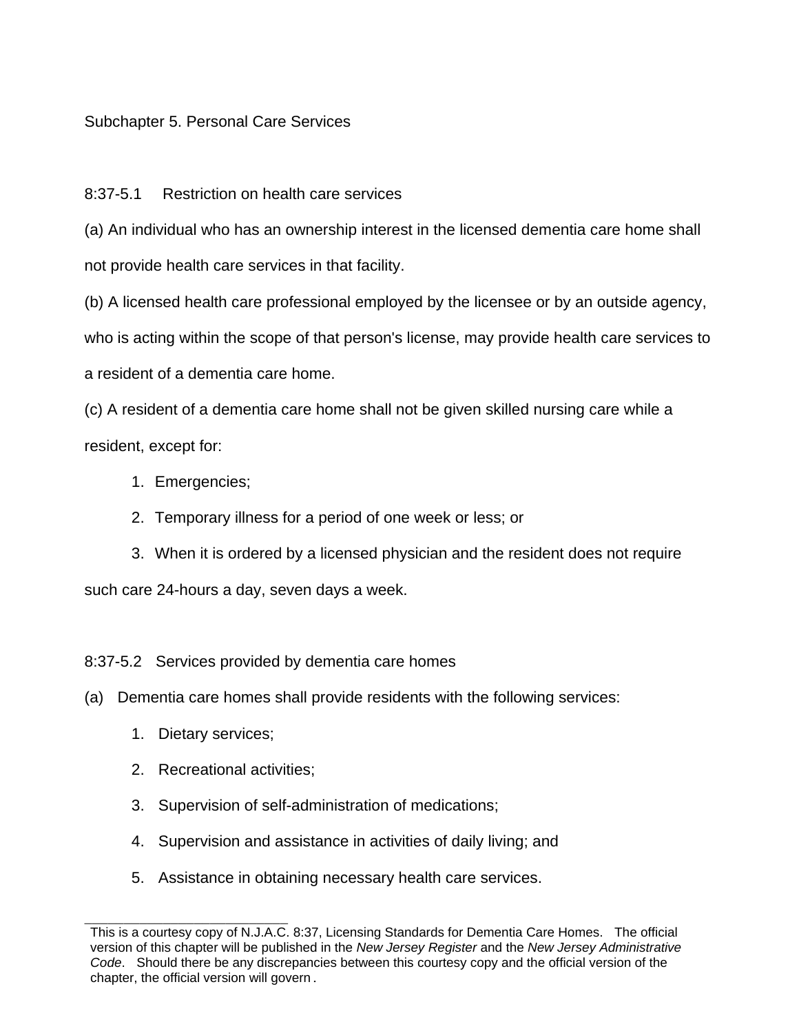## Subchapter 5. Personal Care Services

### 8:37-5.1 Restriction on health care services

(a) An individual who has an ownership interest in the licensed dementia care home shall not provide health care services in that facility.

(b) A licensed health care professional employed by the licensee or by an outside agency, who is acting within the scope of that person's license, may provide health care services to a resident of a dementia care home.

(c) A resident of a dementia care home shall not be given skilled nursing care while a resident, except for:

1. Emergencies;
2. Temporary illness for a period of one week or less; or
3. When it is ordered by a licensed physician and the resident does not require such care 24-hours a day, seven days a week.

### 8:37-5.2 Services provided by dementia care homes

(a) Dementia care homes shall provide residents with the following services:

1. Dietary services;
2. Recreational activities;
3. Supervision of self-administration of medications;
4. Supervision and assistance in activities of daily living; and
5. Assistance in obtaining necessary health care services.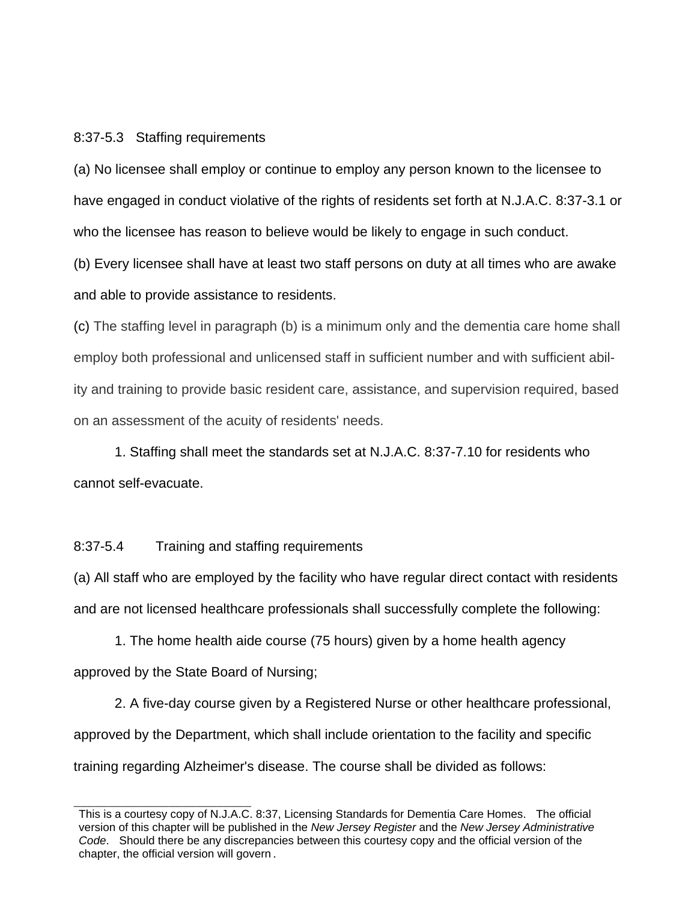8:37-5.3 Staffing requirements

(a) No licensee shall employ or continue to employ any person known to the licensee to have engaged in conduct violative of the rights of residents set forth at N.J.A.C. 8:37-3.1 or who the licensee has reason to believe would be likely to engage in such conduct.

(b) Every licensee shall have at least two staff persons on duty at all times who are awake and able to provide assistance to residents.

(c) The staffing level in paragraph (b) is a minimum only and the dementia care home shall employ both professional and unlicensed staff in sufficient number and with sufficient ability and training to provide basic resident care, assistance, and supervision required, based on an assessment of the acuity of residents' needs.

1. Staffing shall meet the standards set at N.J.A.C. 8:37-7.10 for residents who cannot self-evacuate.

8:37-5.4 Training and staffing requirements

(a) All staff who are employed by the facility who have regular direct contact with residents and are not licensed healthcare professionals shall successfully complete the following:

1. The home health aide course (75 hours) given by a home health agency approved by the State Board of Nursing;

2. A five-day course given by a Registered Nurse or other healthcare professional, approved by the Department, which shall include orientation to the facility and specific training regarding Alzheimer's disease. The course shall be divided as follows:

This is a courtesy copy of N.J.A.C. 8:37, Licensing Standards for Dementia Care Homes. The official version of this chapter will be published in the *New Jersey Register* and the *New Jersey Administrative Code*. Should there be any discrepancies between this courtesy copy and the official version of the chapter, the official version will govern.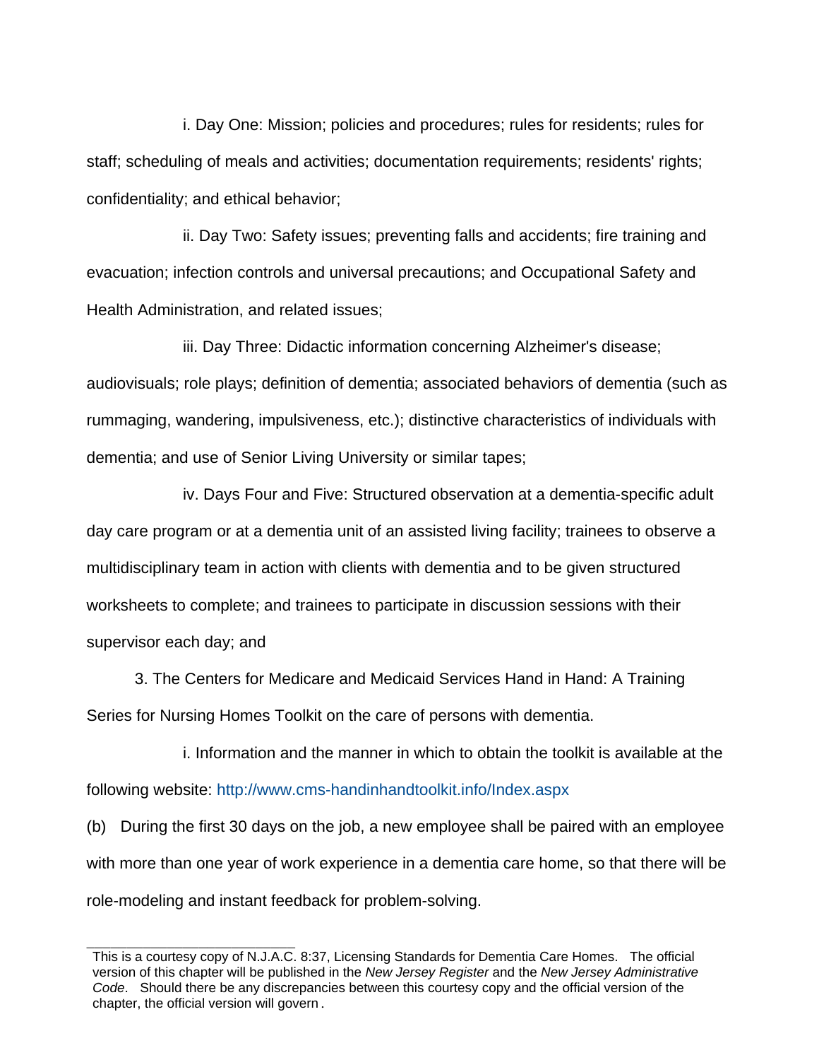i. Day One: Mission; policies and procedures; rules for residents; rules for staff; scheduling of meals and activities; documentation requirements; residents' rights; confidentiality; and ethical behavior;

ii. Day Two: Safety issues; preventing falls and accidents; fire training and evacuation; infection controls and universal precautions; and Occupational Safety and Health Administration, and related issues;

iii. Day Three: Didactic information concerning Alzheimer's disease; audiovisuals; role plays; definition of dementia; associated behaviors of dementia (such as rummaging, wandering, impulsiveness, etc.); distinctive characteristics of individuals with dementia; and use of Senior Living University or similar tapes;

iv. Days Four and Five: Structured observation at a dementia-specific adult day care program or at a dementia unit of an assisted living facility; trainees to observe a multidisciplinary team in action with clients with dementia and to be given structured worksheets to complete; and trainees to participate in discussion sessions with their supervisor each day; and

3. The Centers for Medicare and Medicaid Services Hand in Hand: A Training Series for Nursing Homes Toolkit on the care of persons with dementia.

i. Information and the manner in which to obtain the toolkit is available at the following website: http://www.cms-handinhandtoolkit.info/Index.aspx

(b) During the first 30 days on the job, a new employee shall be paired with an employee with more than one year of work experience in a dementia care home, so that there will be role-modeling and instant feedback for problem-solving.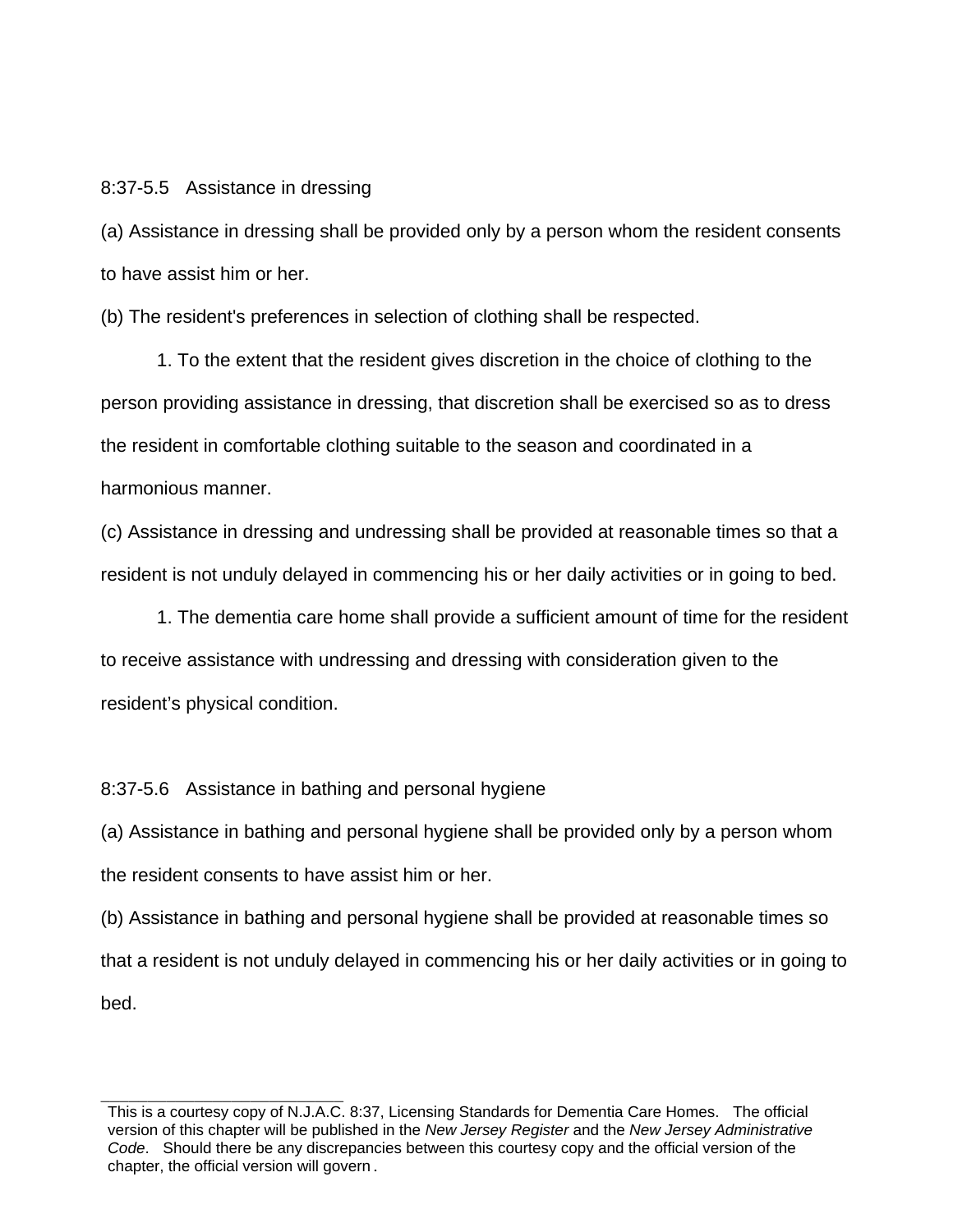8:37-5.5 Assistance in dressing

(a) Assistance in dressing shall be provided only by a person whom the resident consents to have assist him or her.

(b) The resident's preferences in selection of clothing shall be respected.

1. To the extent that the resident gives discretion in the choice of clothing to the person providing assistance in dressing, that discretion shall be exercised so as to dress the resident in comfortable clothing suitable to the season and coordinated in a harmonious manner.

(c) Assistance in dressing and undressing shall be provided at reasonable times so that a resident is not unduly delayed in commencing his or her daily activities or in going to bed.

1. The dementia care home shall provide a sufficient amount of time for the resident to receive assistance with undressing and dressing with consideration given to the resident’s physical condition.

8:37-5.6 Assistance in bathing and personal hygiene

(a) Assistance in bathing and personal hygiene shall be provided only by a person whom the resident consents to have assist him or her.

(b) Assistance in bathing and personal hygiene shall be provided at reasonable times so that a resident is not unduly delayed in commencing his or her daily activities or in going to bed.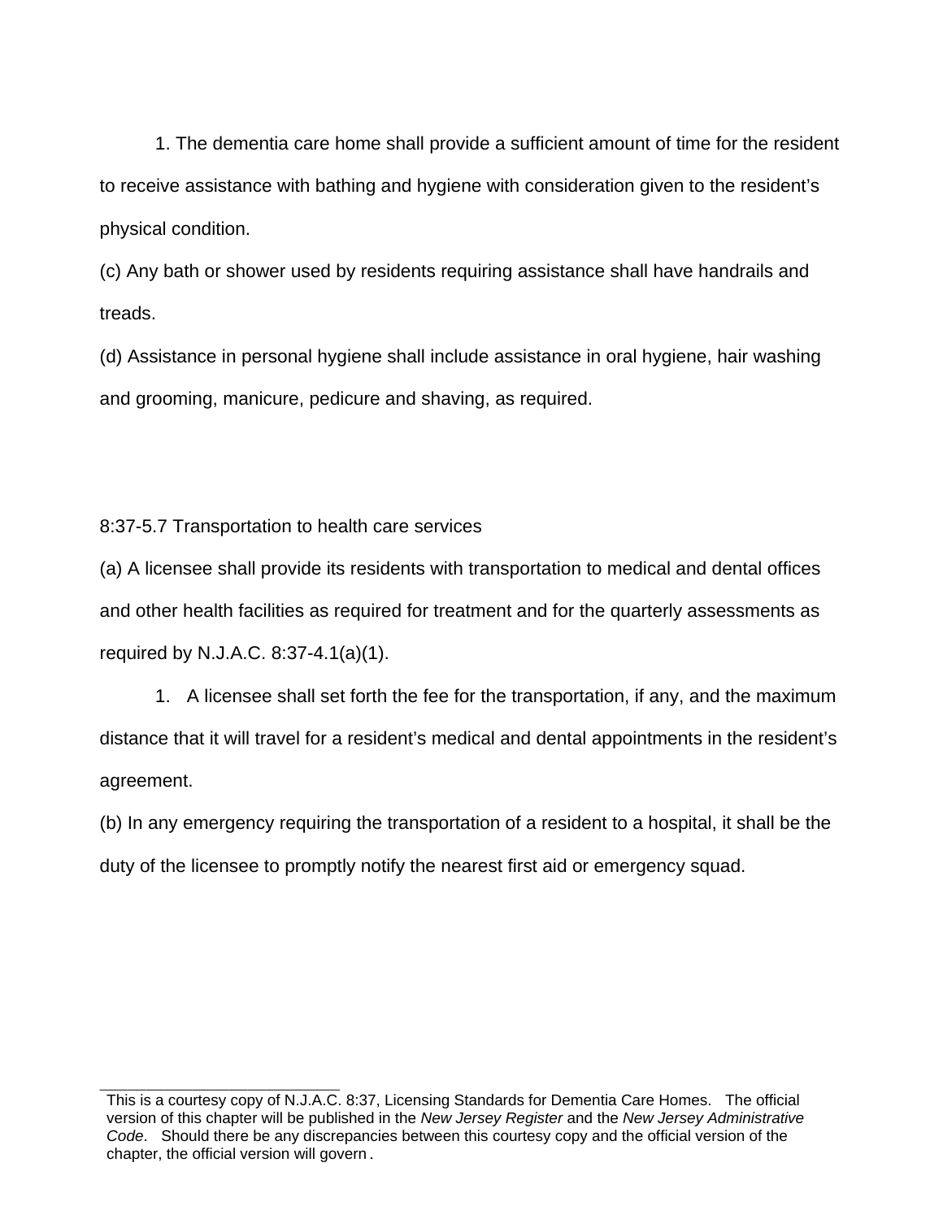1. The dementia care home shall provide a sufficient amount of time for the resident to receive assistance with bathing and hygiene with consideration given to the resident's physical condition.

(c) Any bath or shower used by residents requiring assistance shall have handrails and treads.

(d) Assistance in personal hygiene shall include assistance in oral hygiene, hair washing and grooming, manicure, pedicure and shaving, as required.

8:37-5.7 Transportation to health care services

(a) A licensee shall provide its residents with transportation to medical and dental offices and other health facilities as required for treatment and for the quarterly assessments as required by N.J.A.C. 8:37-4.1(a)(1).

1. A licensee shall set forth the fee for the transportation, if any, and the maximum distance that it will travel for a resident's medical and dental appointments in the resident's agreement.

(b) In any emergency requiring the transportation of a resident to a hospital, it shall be the duty of the licensee to promptly notify the nearest first aid or emergency squad.

---

This is a courtesy copy of N.J.A.C. 8:37, Licensing Standards for Dementia Care Homes. The official version of this chapter will be published in the *New Jersey Register* and the *New Jersey Administrative Code*. Should there be any discrepancies between this courtesy copy and the official version of the chapter, the official version will govern.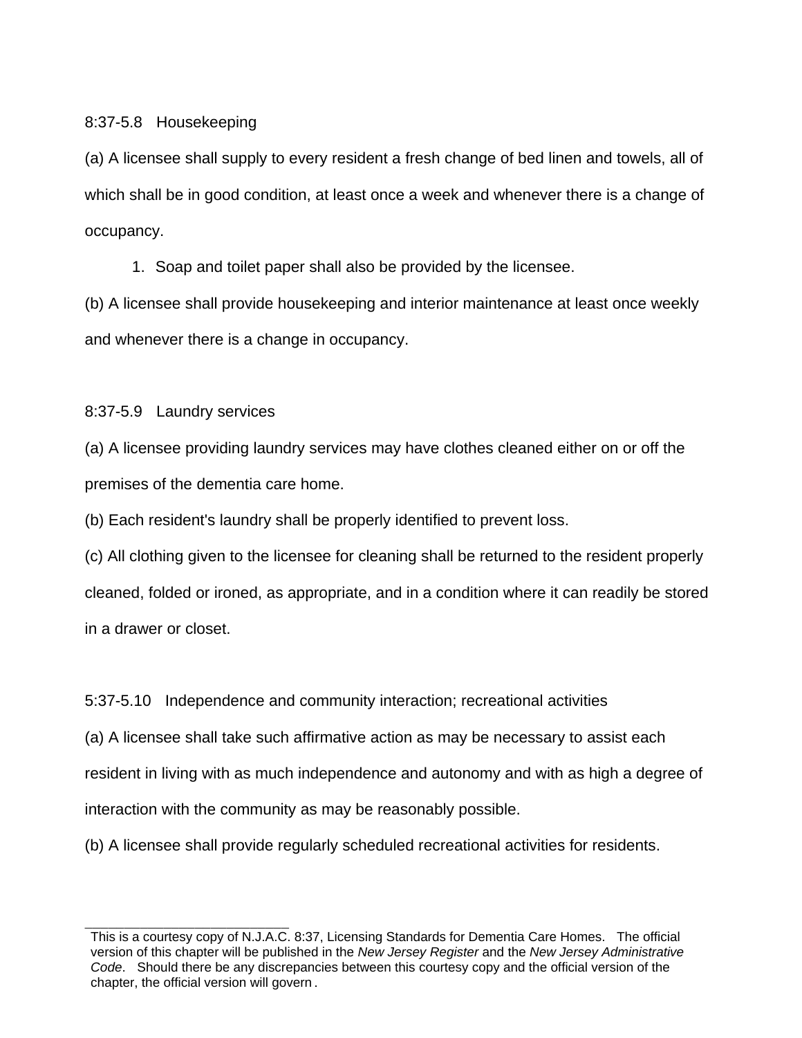8:37-5.8 Housekeeping

(a) A licensee shall supply to every resident a fresh change of bed linen and towels, all of which shall be in good condition, at least once a week and whenever there is a change of occupancy.

1. Soap and toilet paper shall also be provided by the licensee.

(b) A licensee shall provide housekeeping and interior maintenance at least once weekly and whenever there is a change in occupancy.

8:37-5.9 Laundry services

(a) A licensee providing laundry services may have clothes cleaned either on or off the premises of the dementia care home.

(b) Each resident's laundry shall be properly identified to prevent loss.

(c) All clothing given to the licensee for cleaning shall be returned to the resident properly cleaned, folded or ironed, as appropriate, and in a condition where it can readily be stored in a drawer or closet.

5:37-5.10 Independence and community interaction; recreational activities

(a) A licensee shall take such affirmative action as may be necessary to assist each resident in living with as much independence and autonomy and with as high a degree of interaction with the community as may be reasonably possible.

(b) A licensee shall provide regularly scheduled recreational activities for residents.

---

This is a courtesy copy of N.J.A.C. 8:37, Licensing Standards for Dementia Care Homes. The official version of this chapter will be published in the *New Jersey Register* and the *New Jersey Administrative Code*. Should there be any discrepancies between this courtesy copy and the official version of the chapter, the official version will govern.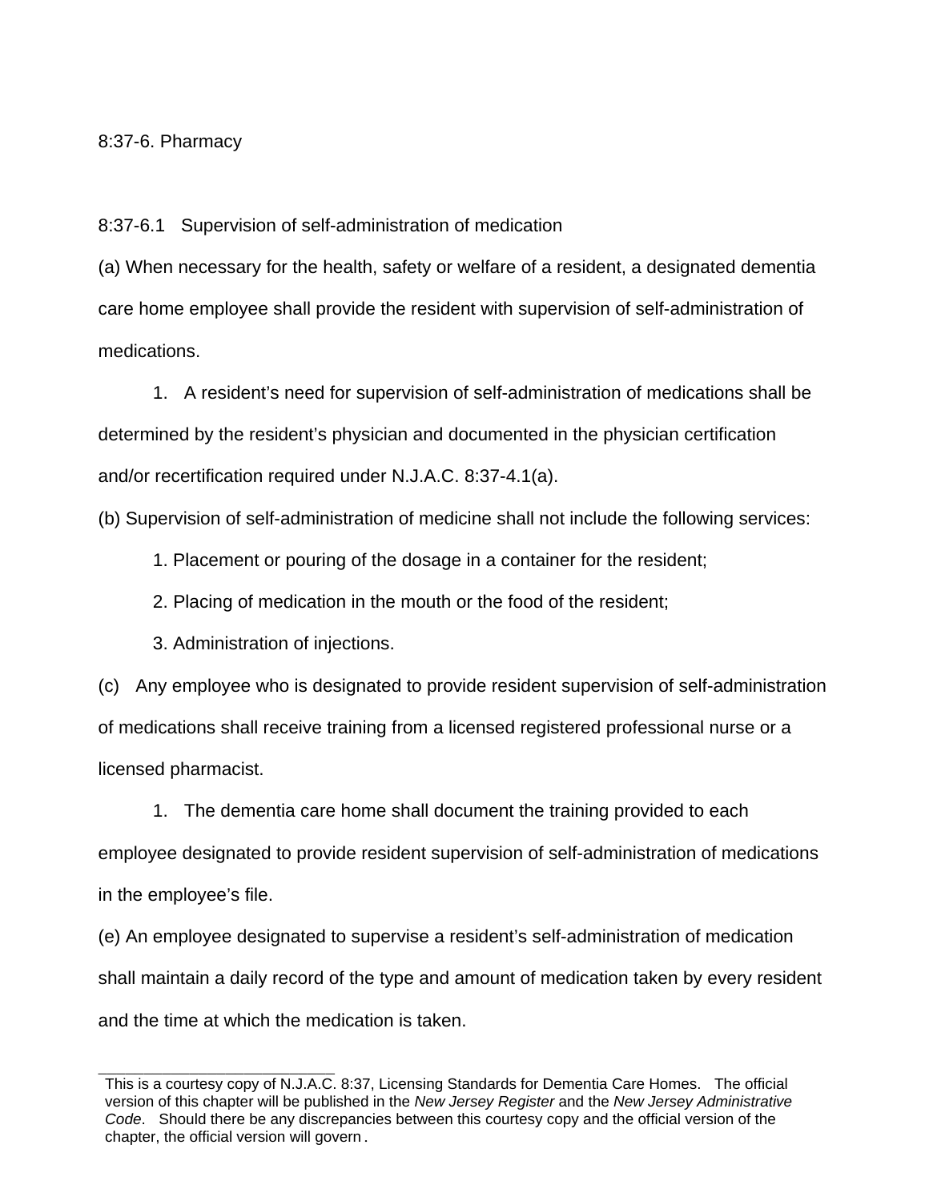## 8:37-6. Pharmacy

### 8:37-6.1 Supervision of self-administration of medication

(a) When necessary for the health, safety or welfare of a resident, a designated dementia care home employee shall provide the resident with supervision of self-administration of medications.

1. A resident's need for supervision of self-administration of medications shall be determined by the resident's physician and documented in the physician certification and/or recertification required under N.J.A.C. 8:37-4.1(a).

(b) Supervision of self-administration of medicine shall not include the following services:

1. Placement or pouring of the dosage in a container for the resident;
2. Placing of medication in the mouth or the food of the resident;
3. Administration of injections.

(c) Any employee who is designated to provide resident supervision of self-administration of medications shall receive training from a licensed registered professional nurse or a licensed pharmacist.

1. The dementia care home shall document the training provided to each employee designated to provide resident supervision of self-administration of medications in the employee's file.

(e) An employee designated to supervise a resident's self-administration of medication shall maintain a daily record of the type and amount of medication taken by every resident and the time at which the medication is taken.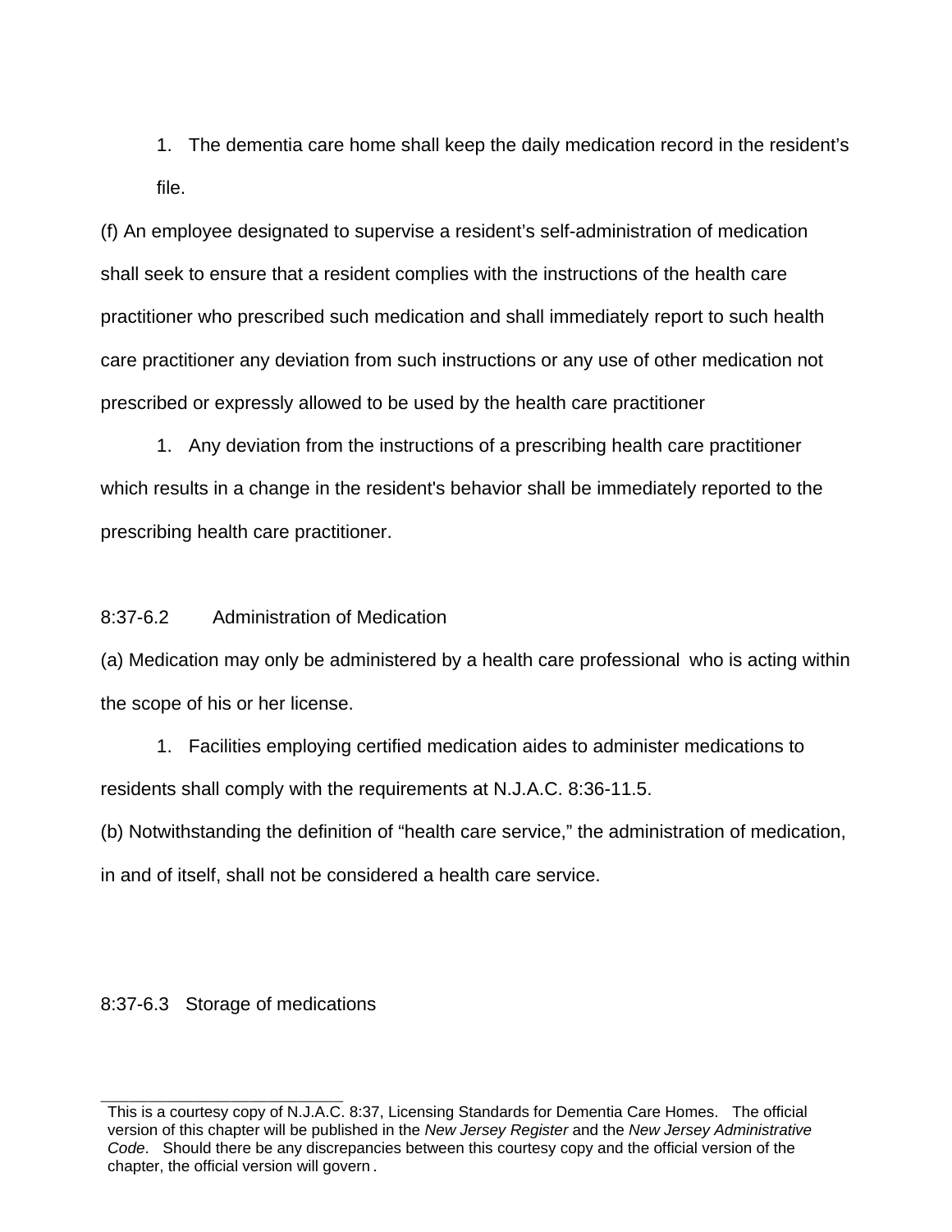1. The dementia care home shall keep the daily medication record in the resident's file.

(f) An employee designated to supervise a resident's self-administration of medication shall seek to ensure that a resident complies with the instructions of the health care practitioner who prescribed such medication and shall immediately report to such health care practitioner any deviation from such instructions or any use of other medication not prescribed or expressly allowed to be used by the health care practitioner

1. Any deviation from the instructions of a prescribing health care practitioner which results in a change in the resident's behavior shall be immediately reported to the prescribing health care practitioner.

8:37-6.2 Administration of Medication

(a) Medication may only be administered by a health care professional who is acting within the scope of his or her license.

1. Facilities employing certified medication aides to administer medications to residents shall comply with the requirements at N.J.A.C. 8:36-11.5.

(b) Notwithstanding the definition of "health care service," the administration of medication, in and of itself, shall not be considered a health care service.

8:37-6.3 Storage of medications

This is a courtesy copy of N.J.A.C. 8:37, Licensing Standards for Dementia Care Homes. The official version of this chapter will be published in the *New Jersey Register* and the *New Jersey Administrative Code*. Should there be any discrepancies between this courtesy copy and the official version of the chapter, the official version will govern.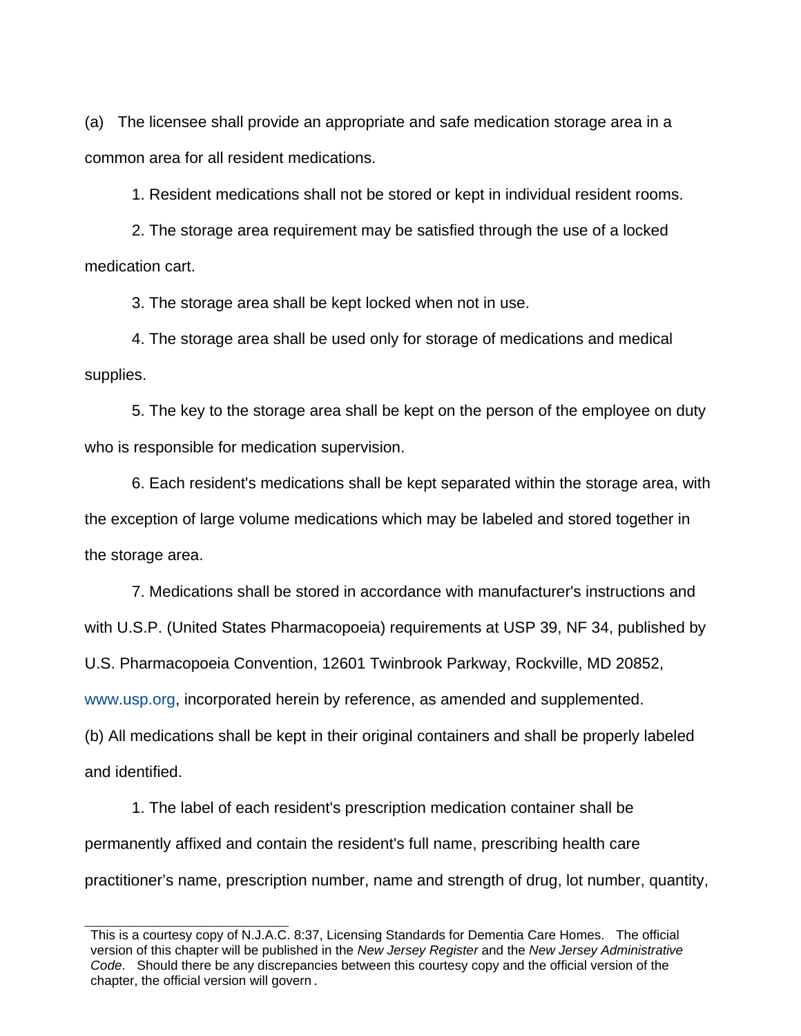(a) The licensee shall provide an appropriate and safe medication storage area in a common area for all resident medications.

1. Resident medications shall not be stored or kept in individual resident rooms.

2. The storage area requirement may be satisfied through the use of a locked medication cart.

3. The storage area shall be kept locked when not in use.

4. The storage area shall be used only for storage of medications and medical supplies.

5. The key to the storage area shall be kept on the person of the employee on duty who is responsible for medication supervision.

6. Each resident's medications shall be kept separated within the storage area, with the exception of large volume medications which may be labeled and stored together in the storage area.

7. Medications shall be stored in accordance with manufacturer's instructions and with U.S.P. (United States Pharmacopoeia) requirements at USP 39, NF 34, published by U.S. Pharmacopoeia Convention, 12601 Twinbrook Parkway, Rockville, MD 20852, www.usp.org, incorporated herein by reference, as amended and supplemented.

(b) All medications shall be kept in their original containers and shall be properly labeled and identified.

1. The label of each resident's prescription medication container shall be permanently affixed and contain the resident's full name, prescribing health care practitioner's name, prescription number, name and strength of drug, lot number, quantity,

This is a courtesy copy of N.J.A.C. 8:37, Licensing Standards for Dementia Care Homes. The official version of this chapter will be published in the *New Jersey Register* and the *New Jersey Administrative Code*. Should there be any discrepancies between this courtesy copy and the official version of the chapter, the official version will govern.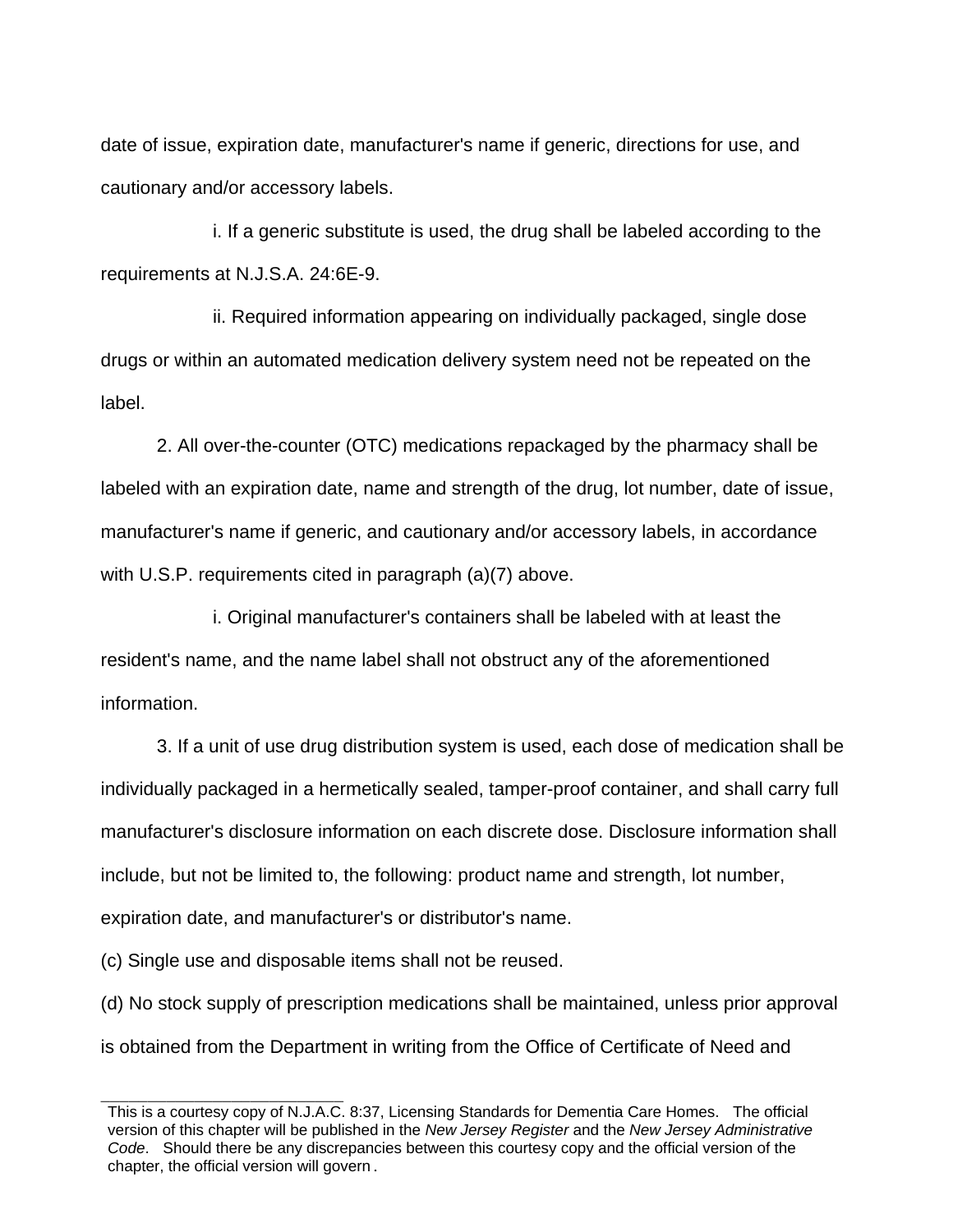date of issue, expiration date, manufacturer's name if generic, directions for use, and cautionary and/or accessory labels.

i. If a generic substitute is used, the drug shall be labeled according to the requirements at N.J.S.A. 24:6E-9.

ii. Required information appearing on individually packaged, single dose drugs or within an automated medication delivery system need not be repeated on the label.

2. All over-the-counter (OTC) medications repackaged by the pharmacy shall be labeled with an expiration date, name and strength of the drug, lot number, date of issue, manufacturer's name if generic, and cautionary and/or accessory labels, in accordance with U.S.P. requirements cited in paragraph (a)(7) above.

i. Original manufacturer's containers shall be labeled with at least the resident's name, and the name label shall not obstruct any of the aforementioned information.

3. If a unit of use drug distribution system is used, each dose of medication shall be individually packaged in a hermetically sealed, tamper-proof container, and shall carry full manufacturer's disclosure information on each discrete dose. Disclosure information shall include, but not be limited to, the following: product name and strength, lot number, expiration date, and manufacturer's or distributor's name.

(c) Single use and disposable items shall not be reused.

(d) No stock supply of prescription medications shall be maintained, unless prior approval is obtained from the Department in writing from the Office of Certificate of Need and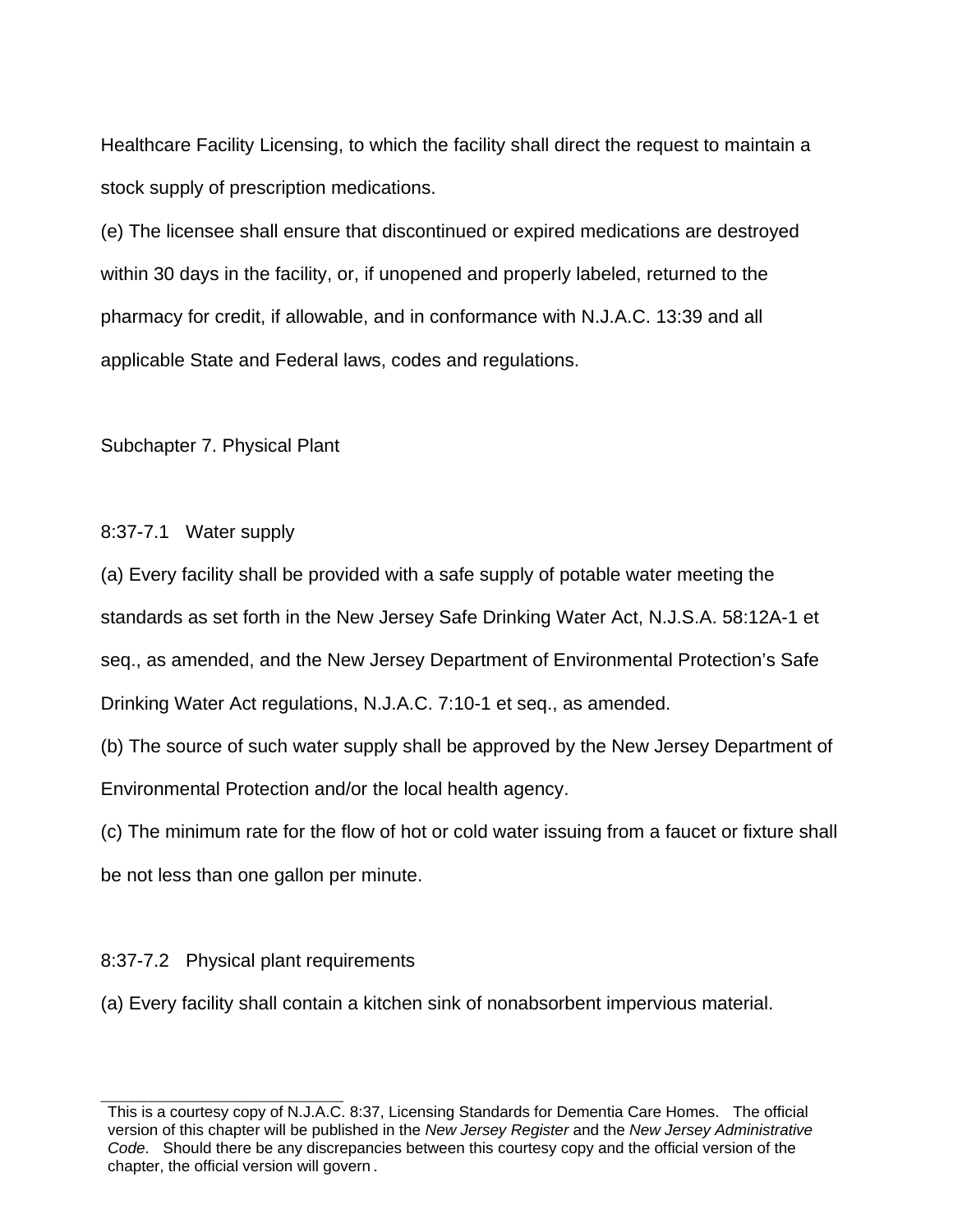Healthcare Facility Licensing, to which the facility shall direct the request to maintain a stock supply of prescription medications.

(e) The licensee shall ensure that discontinued or expired medications are destroyed within 30 days in the facility, or, if unopened and properly labeled, returned to the pharmacy for credit, if allowable, and in conformance with N.J.A.C. 13:39 and all applicable State and Federal laws, codes and regulations.

## Subchapter 7. Physical Plant

### 8:37-7.1 Water supply

(a) Every facility shall be provided with a safe supply of potable water meeting the standards as set forth in the New Jersey Safe Drinking Water Act, N.J.S.A. 58:12A-1 et seq., as amended, and the New Jersey Department of Environmental Protection's Safe Drinking Water Act regulations, N.J.A.C. 7:10-1 et seq., as amended.

(b) The source of such water supply shall be approved by the New Jersey Department of Environmental Protection and/or the local health agency.

(c) The minimum rate for the flow of hot or cold water issuing from a faucet or fixture shall be not less than one gallon per minute.

### 8:37-7.2 Physical plant requirements

(a) Every facility shall contain a kitchen sink of nonabsorbent impervious material.

---

This is a courtesy copy of N.J.A.C. 8:37, Licensing Standards for Dementia Care Homes. The official version of this chapter will be published in the *New Jersey Register* and the *New Jersey Administrative Code*. Should there be any discrepancies between this courtesy copy and the official version of the chapter, the official version will govern.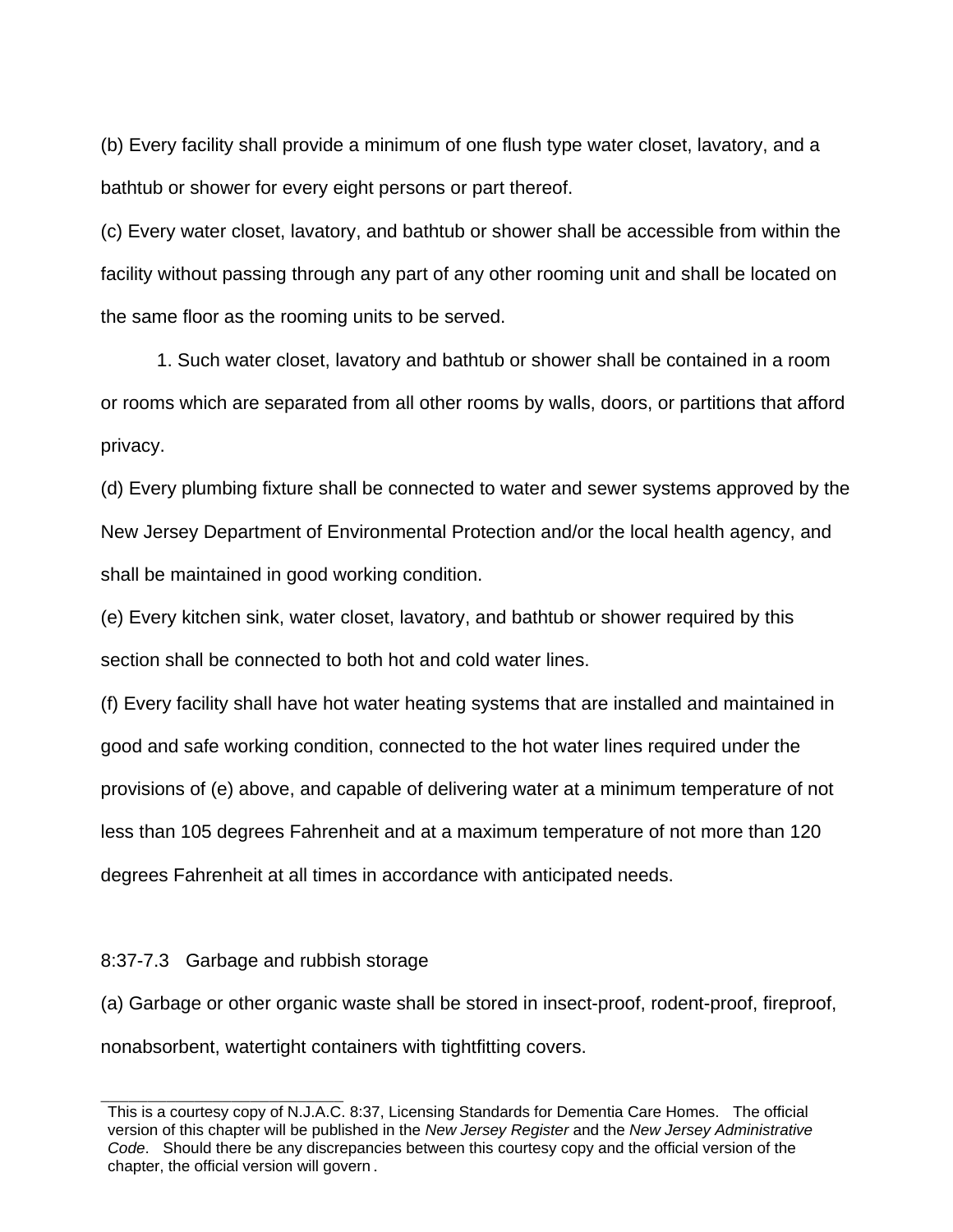(b) Every facility shall provide a minimum of one flush type water closet, lavatory, and a bathtub or shower for every eight persons or part thereof.

(c) Every water closet, lavatory, and bathtub or shower shall be accessible from within the facility without passing through any part of any other rooming unit and shall be located on the same floor as the rooming units to be served.

1. Such water closet, lavatory and bathtub or shower shall be contained in a room or rooms which are separated from all other rooms by walls, doors, or partitions that afford privacy.

(d) Every plumbing fixture shall be connected to water and sewer systems approved by the New Jersey Department of Environmental Protection and/or the local health agency, and shall be maintained in good working condition.

(e) Every kitchen sink, water closet, lavatory, and bathtub or shower required by this section shall be connected to both hot and cold water lines.

(f) Every facility shall have hot water heating systems that are installed and maintained in good and safe working condition, connected to the hot water lines required under the provisions of (e) above, and capable of delivering water at a minimum temperature of not less than 105 degrees Fahrenheit and at a maximum temperature of not more than 120 degrees Fahrenheit at all times in accordance with anticipated needs.

### 8:37-7.3 Garbage and rubbish storage

(a) Garbage or other organic waste shall be stored in insect-proof, rodent-proof, fireproof, nonabsorbent, watertight containers with tightfitting covers.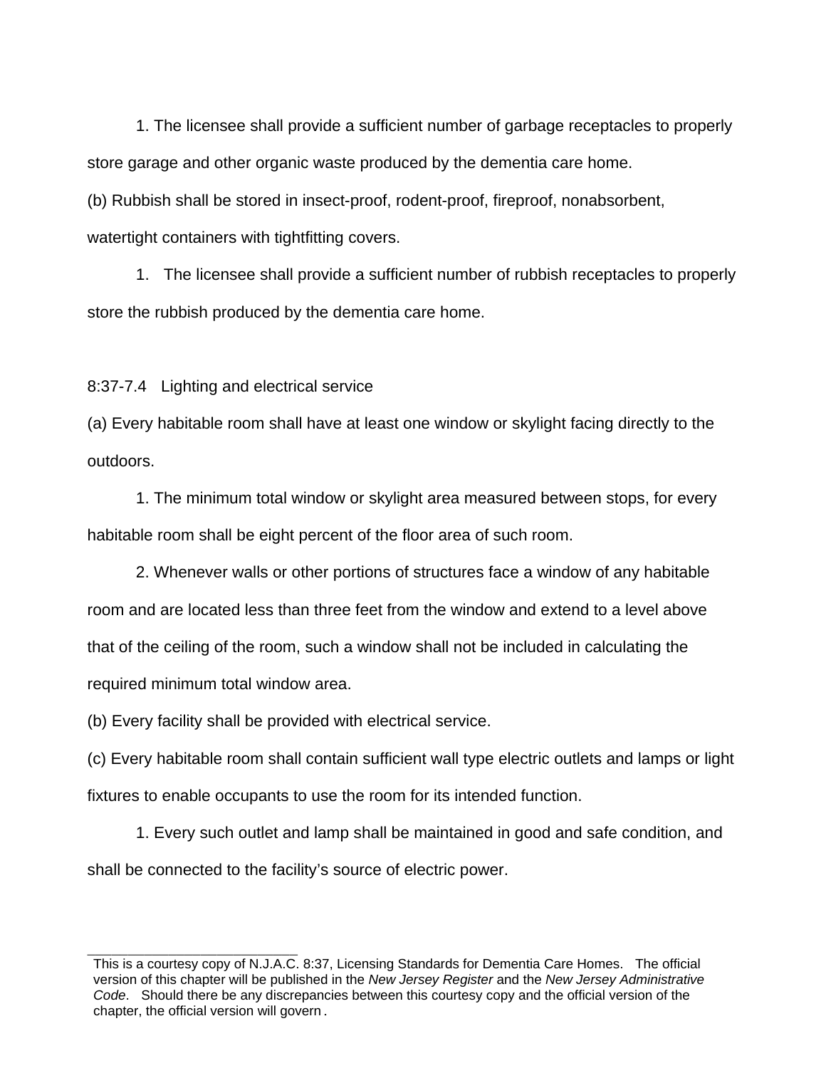1. The licensee shall provide a sufficient number of garbage receptacles to properly store garage and other organic waste produced by the dementia care home.

(b) Rubbish shall be stored in insect-proof, rodent-proof, fireproof, nonabsorbent, watertight containers with tightfitting covers.

1. The licensee shall provide a sufficient number of rubbish receptacles to properly store the rubbish produced by the dementia care home.

8:37-7.4 Lighting and electrical service

(a) Every habitable room shall have at least one window or skylight facing directly to the outdoors.

1. The minimum total window or skylight area measured between stops, for every habitable room shall be eight percent of the floor area of such room.

2. Whenever walls or other portions of structures face a window of any habitable room and are located less than three feet from the window and extend to a level above that of the ceiling of the room, such a window shall not be included in calculating the required minimum total window area.

(b) Every facility shall be provided with electrical service.

(c) Every habitable room shall contain sufficient wall type electric outlets and lamps or light fixtures to enable occupants to use the room for its intended function.

1. Every such outlet and lamp shall be maintained in good and safe condition, and shall be connected to the facility's source of electric power.

---

This is a courtesy copy of N.J.A.C. 8:37, Licensing Standards for Dementia Care Homes. The official version of this chapter will be published in the *New Jersey Register* and the *New Jersey Administrative Code*. Should there be any discrepancies between this courtesy copy and the official version of the chapter, the official version will govern.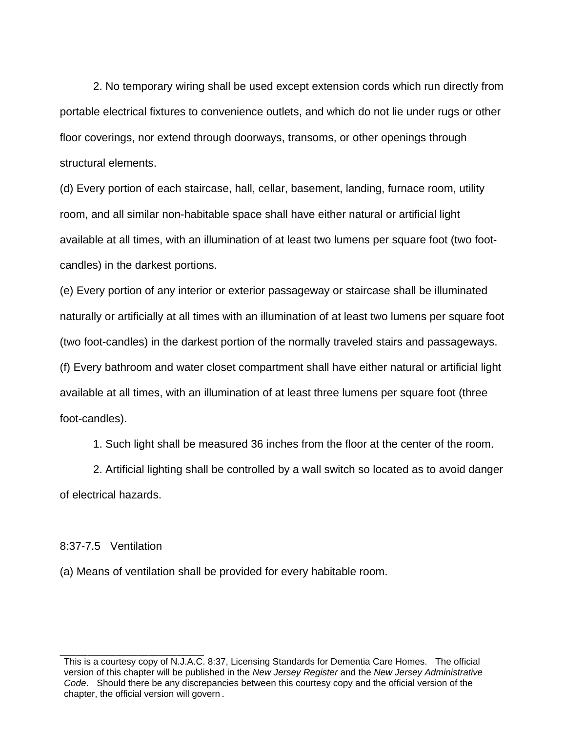2. No temporary wiring shall be used except extension cords which run directly from portable electrical fixtures to convenience outlets, and which do not lie under rugs or other floor coverings, nor extend through doorways, transoms, or other openings through structural elements.

(d) Every portion of each staircase, hall, cellar, basement, landing, furnace room, utility room, and all similar non-habitable space shall have either natural or artificial light available at all times, with an illumination of at least two lumens per square foot (two foot-candles) in the darkest portions.

(e) Every portion of any interior or exterior passageway or staircase shall be illuminated naturally or artificially at all times with an illumination of at least two lumens per square foot (two foot-candles) in the darkest portion of the normally traveled stairs and passageways.

(f) Every bathroom and water closet compartment shall have either natural or artificial light available at all times, with an illumination of at least three lumens per square foot (three foot-candles).

1. Such light shall be measured 36 inches from the floor at the center of the room.

2. Artificial lighting shall be controlled by a wall switch so located as to avoid danger of electrical hazards.

8:37-7.5 Ventilation

(a) Means of ventilation shall be provided for every habitable room.

This is a courtesy copy of N.J.A.C. 8:37, Licensing Standards for Dementia Care Homes. The official version of this chapter will be published in the *New Jersey Register* and the *New Jersey Administrative Code*. Should there be any discrepancies between this courtesy copy and the official version of the chapter, the official version will govern.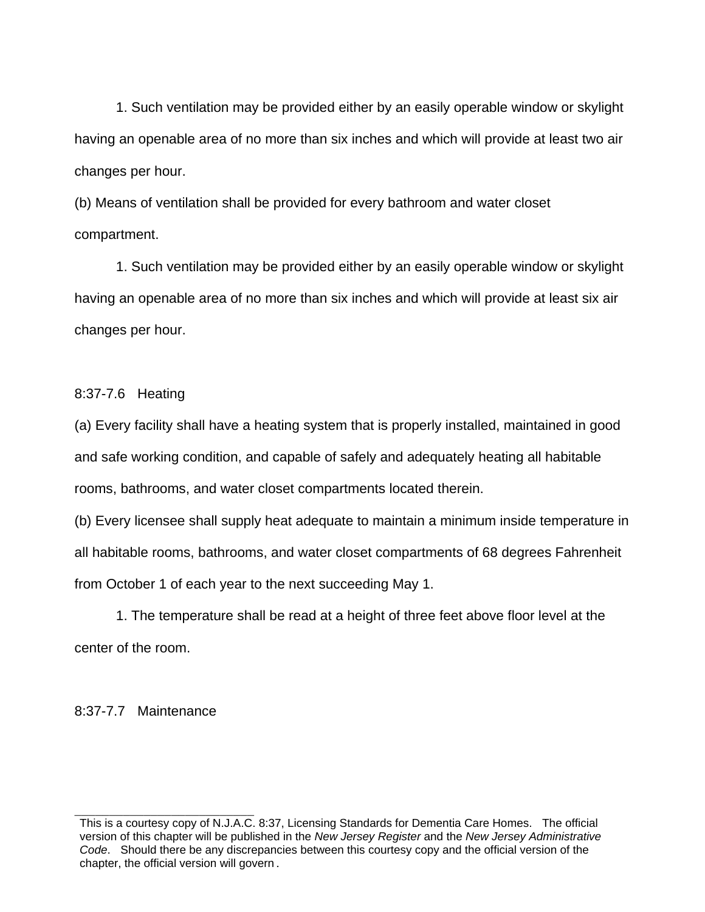1. Such ventilation may be provided either by an easily operable window or skylight having an openable area of no more than six inches and which will provide at least two air changes per hour.

(b) Means of ventilation shall be provided for every bathroom and water closet compartment.

1. Such ventilation may be provided either by an easily operable window or skylight having an openable area of no more than six inches and which will provide at least six air changes per hour.

8:37-7.6 Heating

(a) Every facility shall have a heating system that is properly installed, maintained in good and safe working condition, and capable of safely and adequately heating all habitable rooms, bathrooms, and water closet compartments located therein.

(b) Every licensee shall supply heat adequate to maintain a minimum inside temperature in all habitable rooms, bathrooms, and water closet compartments of 68 degrees Fahrenheit from October 1 of each year to the next succeeding May 1.

1. The temperature shall be read at a height of three feet above floor level at the center of the room.

8:37-7.7 Maintenance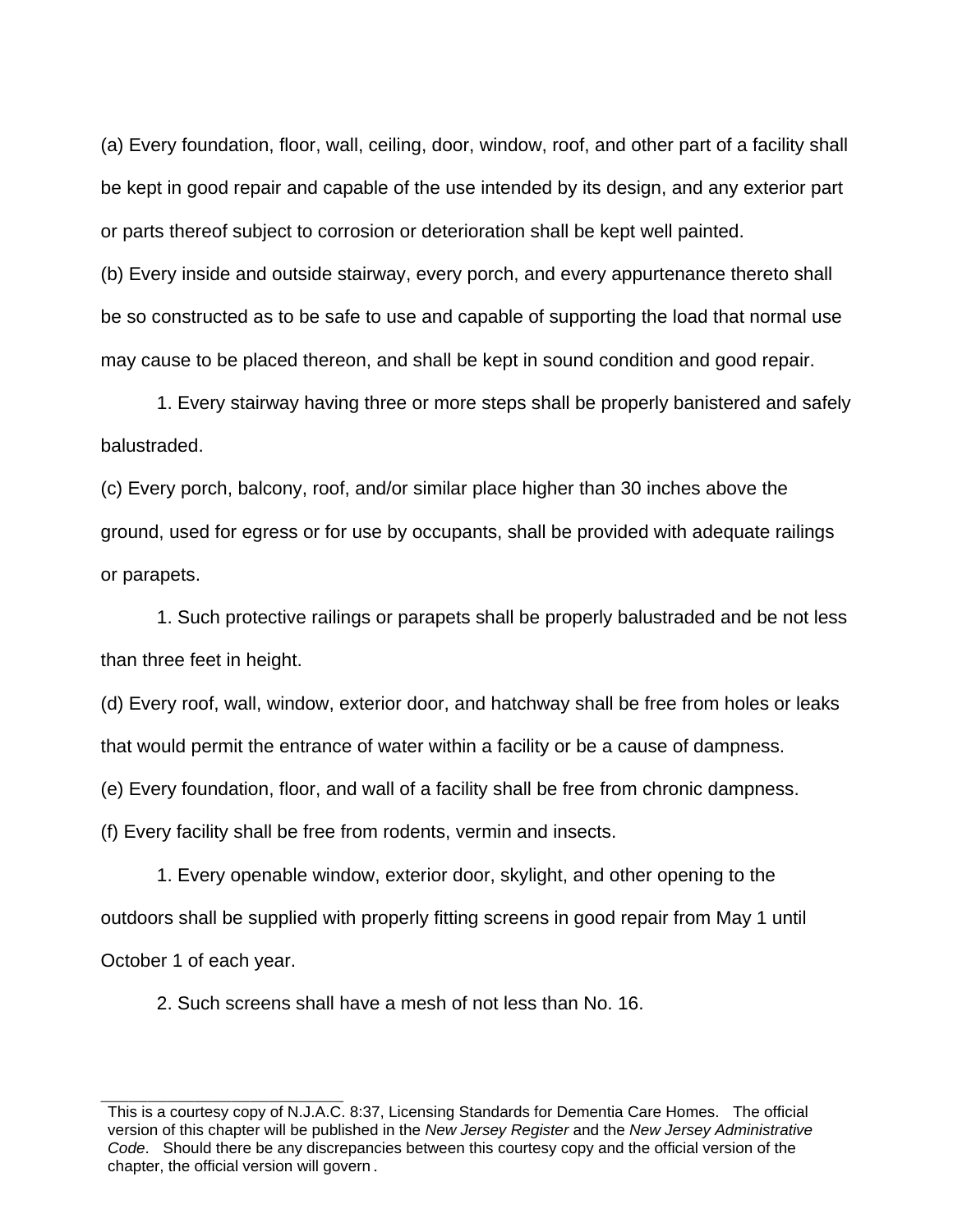(a) Every foundation, floor, wall, ceiling, door, window, roof, and other part of a facility shall be kept in good repair and capable of the use intended by its design, and any exterior part or parts thereof subject to corrosion or deterioration shall be kept well painted.

(b) Every inside and outside stairway, every porch, and every appurtenance thereto shall be so constructed as to be safe to use and capable of supporting the load that normal use may cause to be placed thereon, and shall be kept in sound condition and good repair.

1. Every stairway having three or more steps shall be properly banistered and safely balustraded.

(c) Every porch, balcony, roof, and/or similar place higher than 30 inches above the ground, used for egress or for use by occupants, shall be provided with adequate railings or parapets.

1. Such protective railings or parapets shall be properly balustraded and be not less than three feet in height.

(d) Every roof, wall, window, exterior door, and hatchway shall be free from holes or leaks that would permit the entrance of water within a facility or be a cause of dampness.

(e) Every foundation, floor, and wall of a facility shall be free from chronic dampness.

(f) Every facility shall be free from rodents, vermin and insects.

1. Every openable window, exterior door, skylight, and other opening to the outdoors shall be supplied with properly fitting screens in good repair from May 1 until October 1 of each year.

2. Such screens shall have a mesh of not less than No. 16.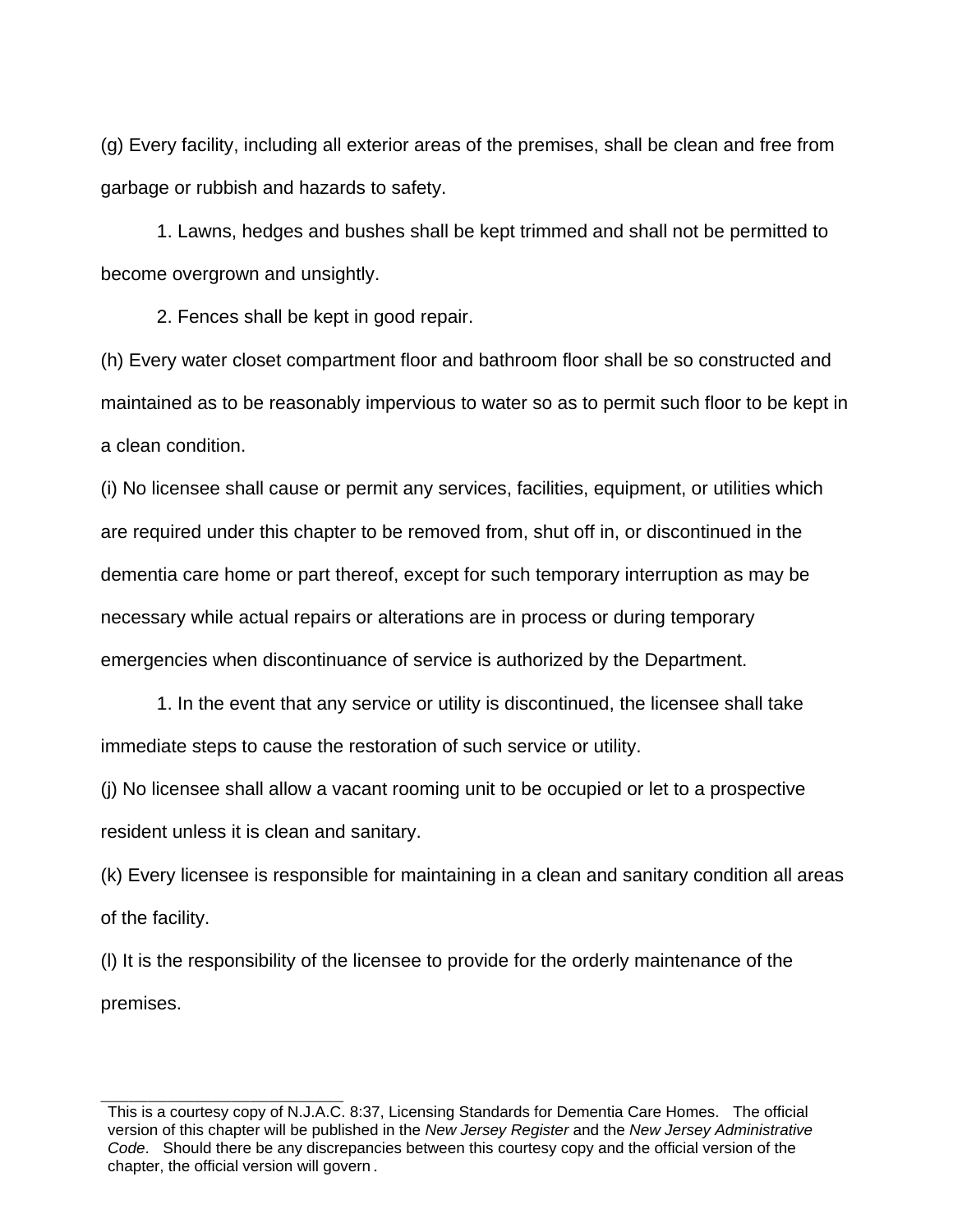(g) Every facility, including all exterior areas of the premises, shall be clean and free from garbage or rubbish and hazards to safety.

1. Lawns, hedges and bushes shall be kept trimmed and shall not be permitted to become overgrown and unsightly.

2. Fences shall be kept in good repair.

(h) Every water closet compartment floor and bathroom floor shall be so constructed and maintained as to be reasonably impervious to water so as to permit such floor to be kept in a clean condition.

(i) No licensee shall cause or permit any services, facilities, equipment, or utilities which are required under this chapter to be removed from, shut off in, or discontinued in the dementia care home or part thereof, except for such temporary interruption as may be necessary while actual repairs or alterations are in process or during temporary emergencies when discontinuance of service is authorized by the Department.

1. In the event that any service or utility is discontinued, the licensee shall take immediate steps to cause the restoration of such service or utility.

(j) No licensee shall allow a vacant rooming unit to be occupied or let to a prospective resident unless it is clean and sanitary.

(k) Every licensee is responsible for maintaining in a clean and sanitary condition all areas of the facility.

(l) It is the responsibility of the licensee to provide for the orderly maintenance of the premises.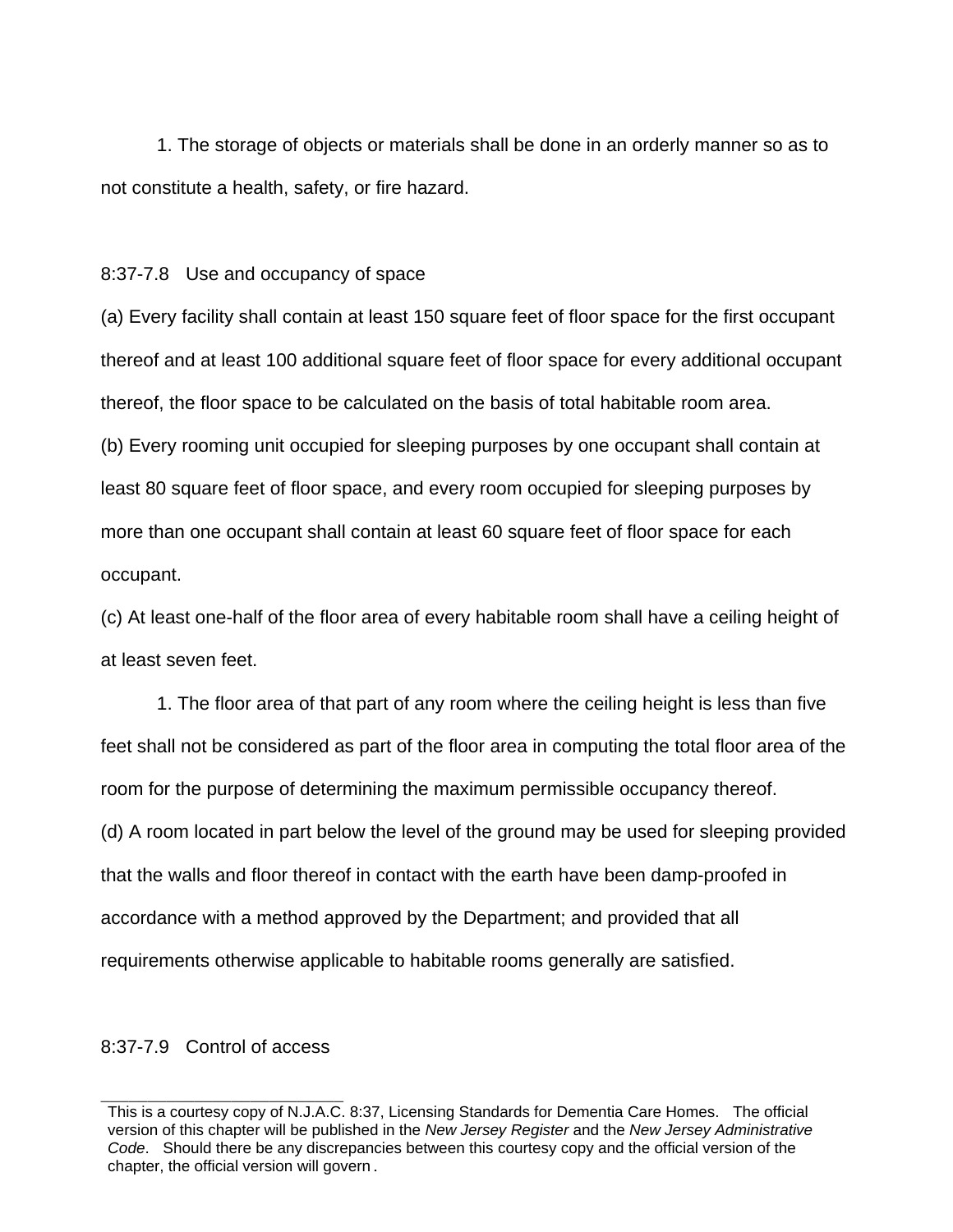1. The storage of objects or materials shall be done in an orderly manner so as to not constitute a health, safety, or fire hazard.

### 8:37-7.8 Use and occupancy of space

(a) Every facility shall contain at least 150 square feet of floor space for the first occupant thereof and at least 100 additional square feet of floor space for every additional occupant thereof, the floor space to be calculated on the basis of total habitable room area.

(b) Every rooming unit occupied for sleeping purposes by one occupant shall contain at least 80 square feet of floor space, and every room occupied for sleeping purposes by more than one occupant shall contain at least 60 square feet of floor space for each occupant.

(c) At least one-half of the floor area of every habitable room shall have a ceiling height of at least seven feet.

1. The floor area of that part of any room where the ceiling height is less than five feet shall not be considered as part of the floor area in computing the total floor area of the room for the purpose of determining the maximum permissible occupancy thereof.

(d) A room located in part below the level of the ground may be used for sleeping provided that the walls and floor thereof in contact with the earth have been damp-proofed in accordance with a method approved by the Department; and provided that all requirements otherwise applicable to habitable rooms generally are satisfied.

### 8:37-7.9 Control of access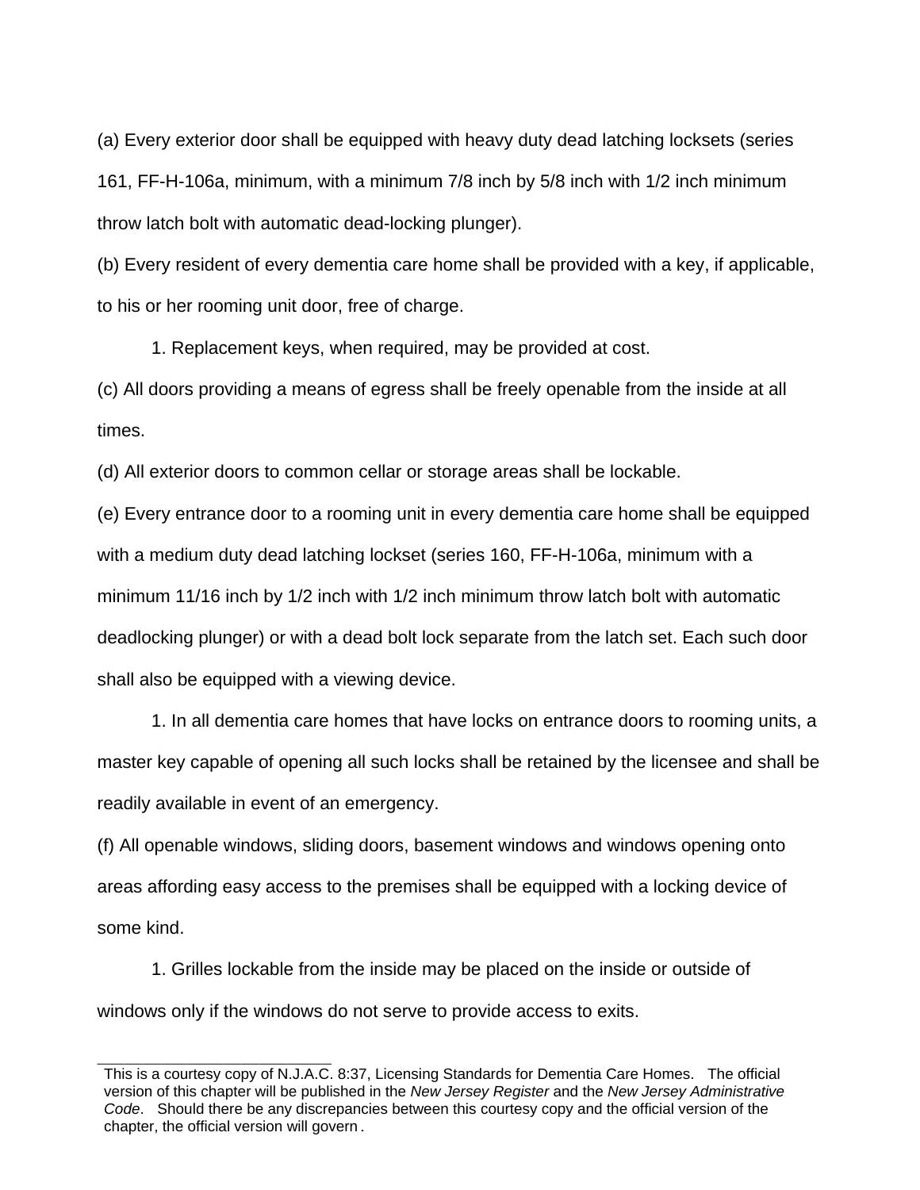(a) Every exterior door shall be equipped with heavy duty dead latching locksets (series 161, FF-H-106a, minimum, with a minimum 7/8 inch by 5/8 inch with 1/2 inch minimum throw latch bolt with automatic dead-locking plunger).

(b) Every resident of every dementia care home shall be provided with a key, if applicable, to his or her rooming unit door, free of charge.

1. Replacement keys, when required, may be provided at cost.

(c) All doors providing a means of egress shall be freely openable from the inside at all times.

(d) All exterior doors to common cellar or storage areas shall be lockable.

(e) Every entrance door to a rooming unit in every dementia care home shall be equipped with a medium duty dead latching lockset (series 160, FF-H-106a, minimum with a minimum 11/16 inch by 1/2 inch with 1/2 inch minimum throw latch bolt with automatic deadlocking plunger) or with a dead bolt lock separate from the latch set. Each such door shall also be equipped with a viewing device.

1. In all dementia care homes that have locks on entrance doors to rooming units, a master key capable of opening all such locks shall be retained by the licensee and shall be readily available in event of an emergency.

(f) All openable windows, sliding doors, basement windows and windows opening onto areas affording easy access to the premises shall be equipped with a locking device of some kind.

1. Grilles lockable from the inside may be placed on the inside or outside of windows only if the windows do not serve to provide access to exits.

---

This is a courtesy copy of N.J.A.C. 8:37, Licensing Standards for Dementia Care Homes. The official version of this chapter will be published in the *New Jersey Register* and the *New Jersey Administrative Code*. Should there be any discrepancies between this courtesy copy and the official version of the chapter, the official version will govern.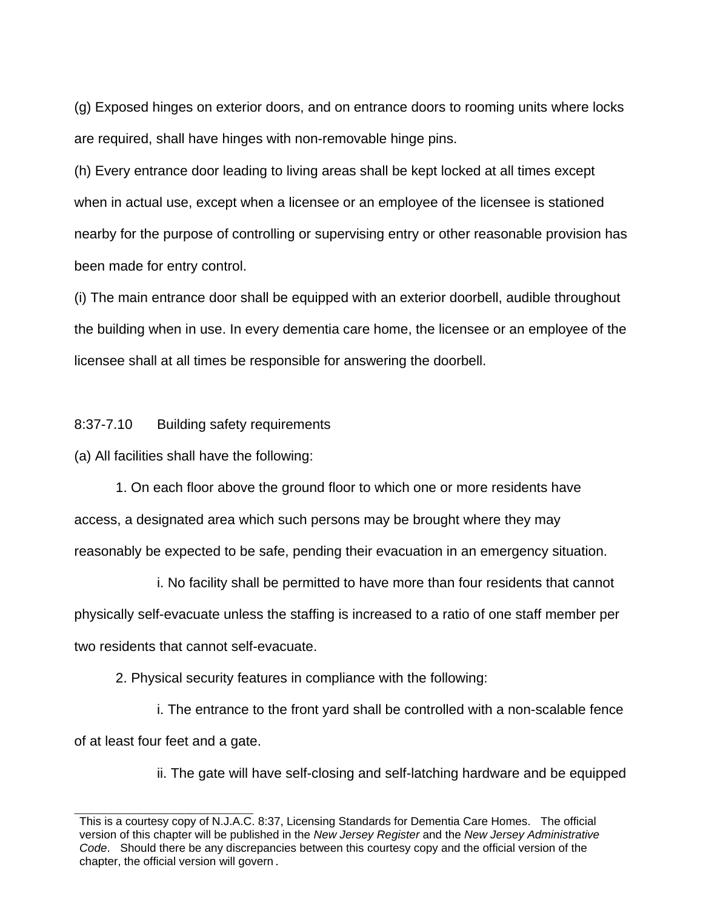(g) Exposed hinges on exterior doors, and on entrance doors to rooming units where locks are required, shall have hinges with non-removable hinge pins.

(h) Every entrance door leading to living areas shall be kept locked at all times except when in actual use, except when a licensee or an employee of the licensee is stationed nearby for the purpose of controlling or supervising entry or other reasonable provision has been made for entry control.

(i) The main entrance door shall be equipped with an exterior doorbell, audible throughout the building when in use. In every dementia care home, the licensee or an employee of the licensee shall at all times be responsible for answering the doorbell.

8:37-7.10 Building safety requirements

(a) All facilities shall have the following:

1. On each floor above the ground floor to which one or more residents have access, a designated area which such persons may be brought where they may reasonably be expected to be safe, pending their evacuation in an emergency situation.

i. No facility shall be permitted to have more than four residents that cannot physically self-evacuate unless the staffing is increased to a ratio of one staff member per two residents that cannot self-evacuate.

2. Physical security features in compliance with the following:

i. The entrance to the front yard shall be controlled with a non-scalable fence of at least four feet and a gate.

ii. The gate will have self-closing and self-latching hardware and be equipped

---

This is a courtesy copy of N.J.A.C. 8:37, Licensing Standards for Dementia Care Homes. The official version of this chapter will be published in the *New Jersey Register* and the *New Jersey Administrative Code*. Should there be any discrepancies between this courtesy copy and the official version of the chapter, the official version will govern.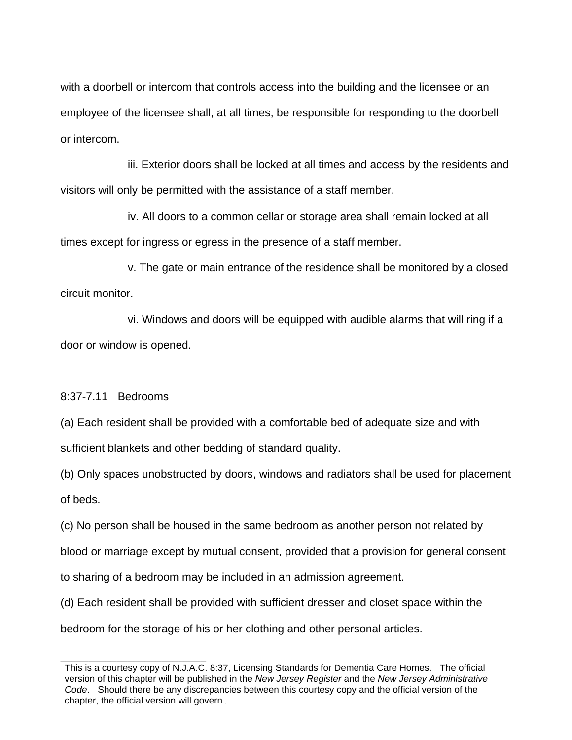with a doorbell or intercom that controls access into the building and the licensee or an employee of the licensee shall, at all times, be responsible for responding to the doorbell or intercom.

iii. Exterior doors shall be locked at all times and access by the residents and visitors will only be permitted with the assistance of a staff member.

iv. All doors to a common cellar or storage area shall remain locked at all times except for ingress or egress in the presence of a staff member.

v. The gate or main entrance of the residence shall be monitored by a closed circuit monitor.

vi. Windows and doors will be equipped with audible alarms that will ring if a door or window is opened.

8:37-7.11 Bedrooms

(a) Each resident shall be provided with a comfortable bed of adequate size and with sufficient blankets and other bedding of standard quality.

(b) Only spaces unobstructed by doors, windows and radiators shall be used for placement of beds.

(c) No person shall be housed in the same bedroom as another person not related by blood or marriage except by mutual consent, provided that a provision for general consent to sharing of a bedroom may be included in an admission agreement.

(d) Each resident shall be provided with sufficient dresser and closet space within the bedroom for the storage of his or her clothing and other personal articles.

This is a courtesy copy of N.J.A.C. 8:37, Licensing Standards for Dementia Care Homes. The official version of this chapter will be published in the *New Jersey Register* and the *New Jersey Administrative Code*. Should there be any discrepancies between this courtesy copy and the official version of the chapter, the official version will govern.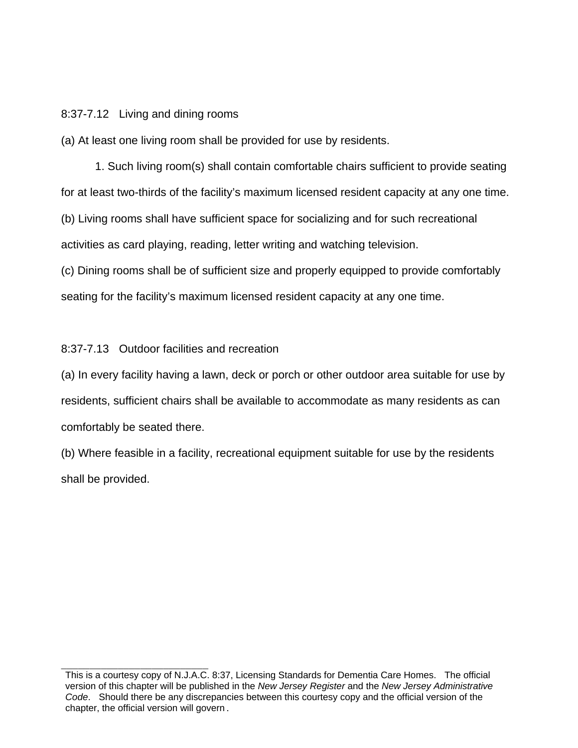8:37-7.12 Living and dining rooms

(a) At least one living room shall be provided for use by residents.

1. Such living room(s) shall contain comfortable chairs sufficient to provide seating for at least two-thirds of the facility's maximum licensed resident capacity at any one time.

(b) Living rooms shall have sufficient space for socializing and for such recreational activities as card playing, reading, letter writing and watching television.

(c) Dining rooms shall be of sufficient size and properly equipped to provide comfortably seating for the facility's maximum licensed resident capacity at any one time.

8:37-7.13 Outdoor facilities and recreation

(a) In every facility having a lawn, deck or porch or other outdoor area suitable for use by residents, sufficient chairs shall be available to accommodate as many residents as can comfortably be seated there.

(b) Where feasible in a facility, recreational equipment suitable for use by the residents shall be provided.

---

This is a courtesy copy of N.J.A.C. 8:37, Licensing Standards for Dementia Care Homes. The official version of this chapter will be published in the *New Jersey Register* and the *New Jersey Administrative Code*. Should there be any discrepancies between this courtesy copy and the official version of the chapter, the official version will govern.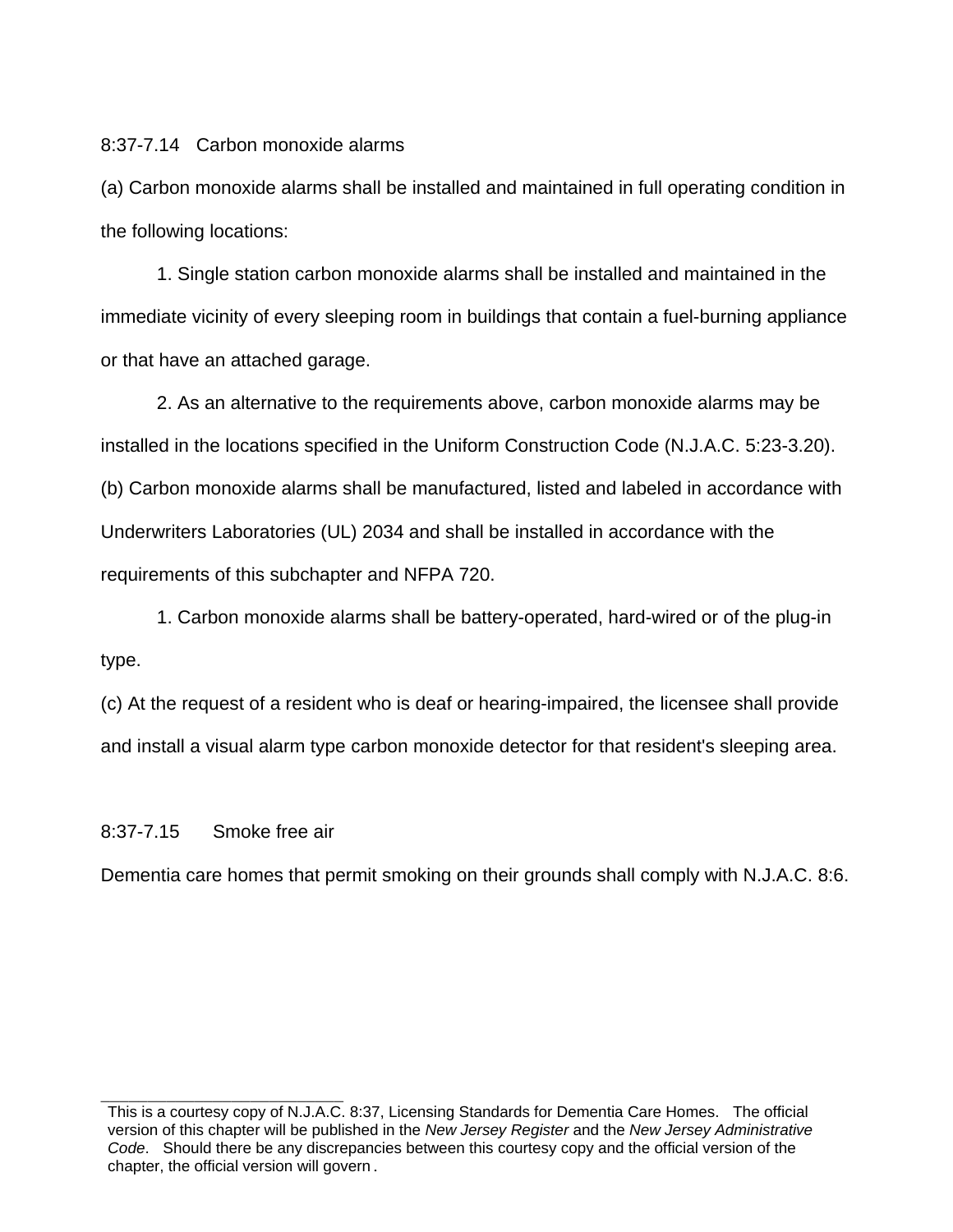## 8:37-7.14 Carbon monoxide alarms

(a) Carbon monoxide alarms shall be installed and maintained in full operating condition in the following locations:

1. Single station carbon monoxide alarms shall be installed and maintained in the immediate vicinity of every sleeping room in buildings that contain a fuel-burning appliance or that have an attached garage.

2. As an alternative to the requirements above, carbon monoxide alarms may be installed in the locations specified in the Uniform Construction Code (N.J.A.C. 5:23-3.20).

(b) Carbon monoxide alarms shall be manufactured, listed and labeled in accordance with Underwriters Laboratories (UL) 2034 and shall be installed in accordance with the requirements of this subchapter and NFPA 720.

1. Carbon monoxide alarms shall be battery-operated, hard-wired or of the plug-in type.

(c) At the request of a resident who is deaf or hearing-impaired, the licensee shall provide and install a visual alarm type carbon monoxide detector for that resident's sleeping area.

## 8:37-7.15 Smoke free air

Dementia care homes that permit smoking on their grounds shall comply with N.J.A.C. 8:6.

---

This is a courtesy copy of N.J.A.C. 8:37, Licensing Standards for Dementia Care Homes. The official version of this chapter will be published in the *New Jersey Register* and the *New Jersey Administrative Code*. Should there be any discrepancies between this courtesy copy and the official version of the chapter, the official version will govern.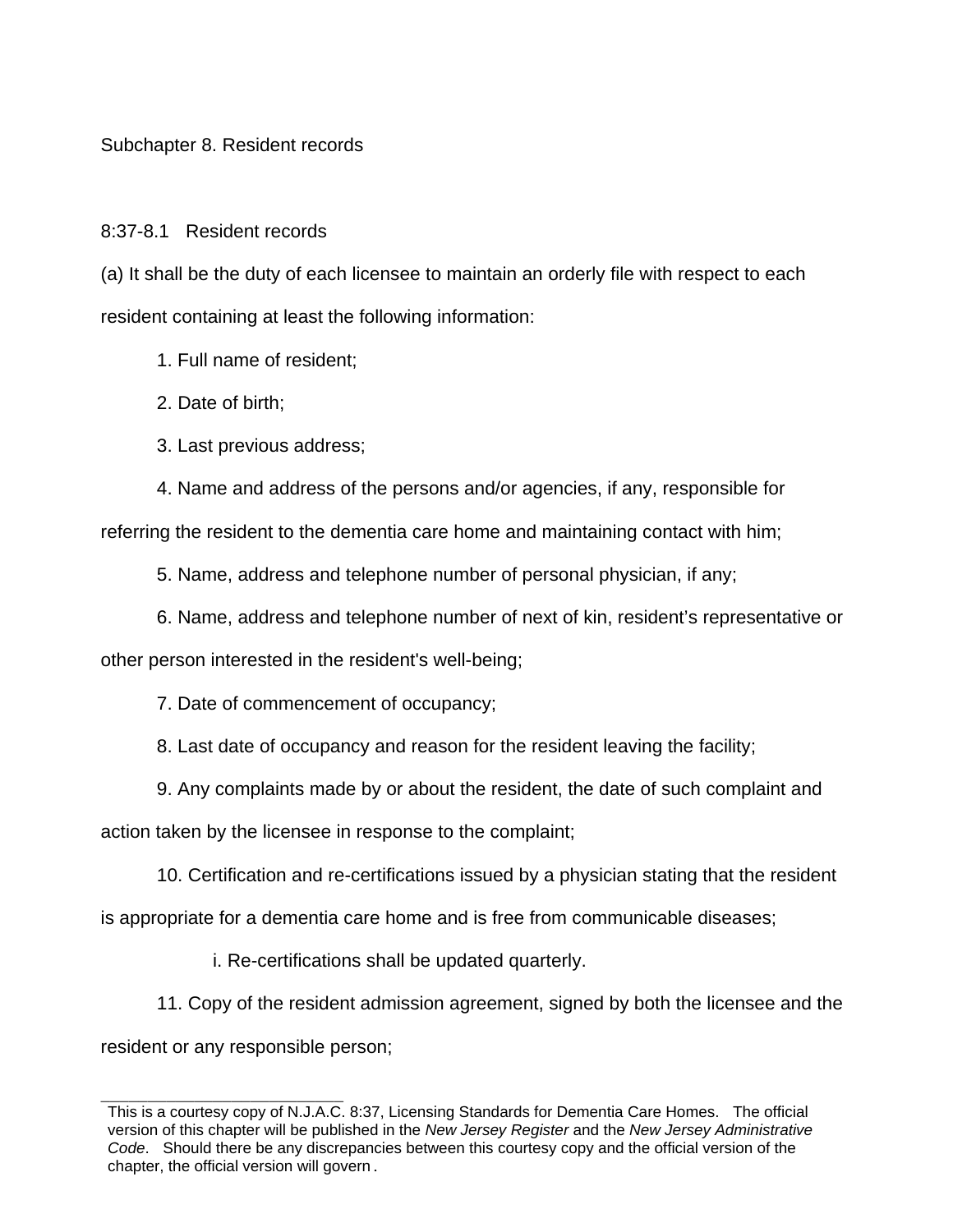## Subchapter 8. Resident records

### 8:37-8.1 Resident records

(a) It shall be the duty of each licensee to maintain an orderly file with respect to each resident containing at least the following information:

1. Full name of resident;
2. Date of birth;
3. Last previous address;
4. Name and address of the persons and/or agencies, if any, responsible for referring the resident to the dementia care home and maintaining contact with him;
5. Name, address and telephone number of personal physician, if any;
6. Name, address and telephone number of next of kin, resident's representative or other person interested in the resident's well-being;
7. Date of commencement of occupancy;
8. Last date of occupancy and reason for the resident leaving the facility;
9. Any complaints made by or about the resident, the date of such complaint and action taken by the licensee in response to the complaint;
10. Certification and re-certifications issued by a physician stating that the resident is appropriate for a dementia care home and is free from communicable diseases;
    i. Re-certifications shall be updated quarterly.
11. Copy of the resident admission agreement, signed by both the licensee and the resident or any responsible person;

---

This is a courtesy copy of N.J.A.C. 8:37, Licensing Standards for Dementia Care Homes. The official version of this chapter will be published in the *New Jersey Register* and the *New Jersey Administrative Code*. Should there be any discrepancies between this courtesy copy and the official version of the chapter, the official version will govern.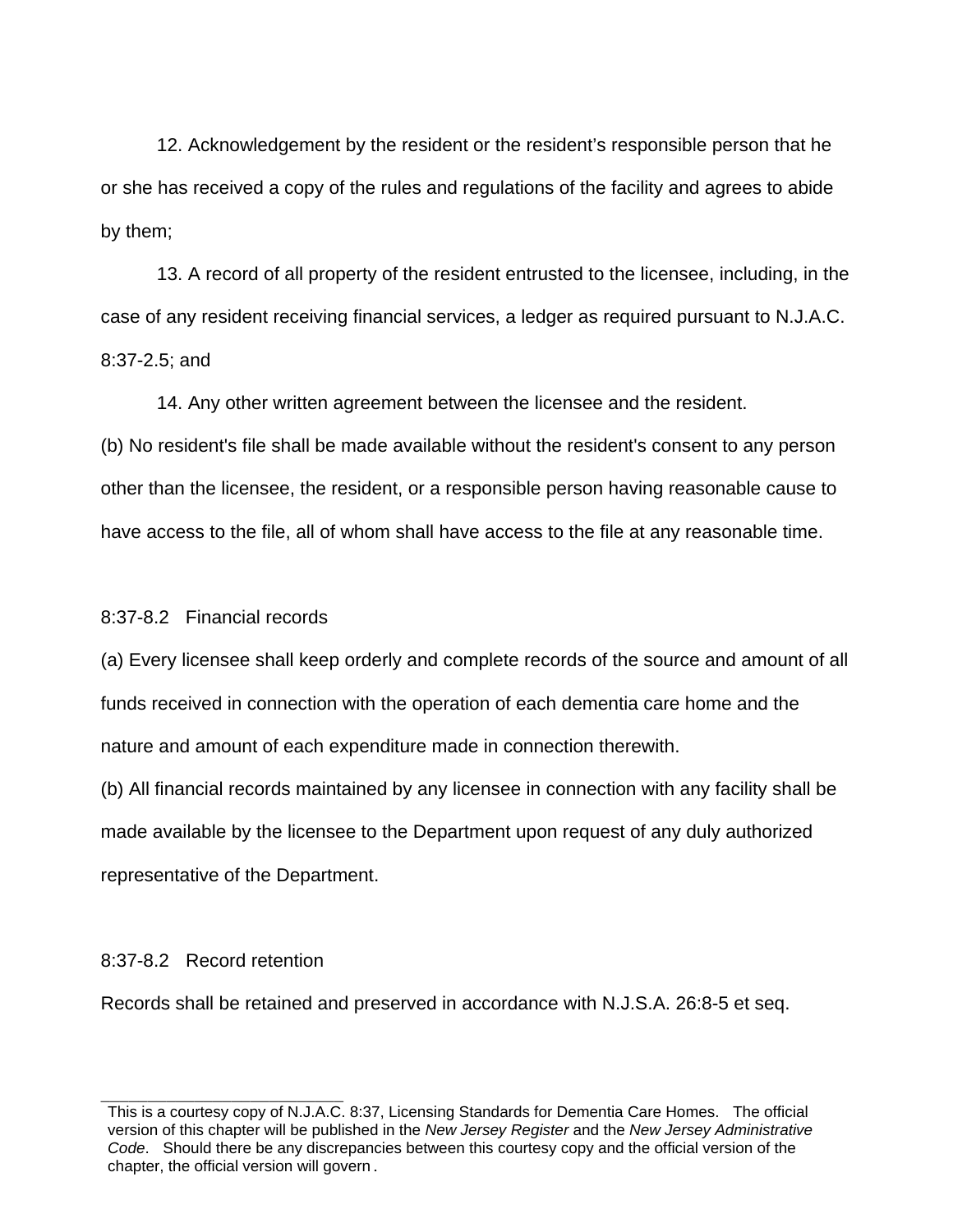12. Acknowledgement by the resident or the resident's responsible person that he or she has received a copy of the rules and regulations of the facility and agrees to abide by them;

13. A record of all property of the resident entrusted to the licensee, including, in the case of any resident receiving financial services, a ledger as required pursuant to N.J.A.C. 8:37-2.5; and

14. Any other written agreement between the licensee and the resident.

(b) No resident's file shall be made available without the resident's consent to any person other than the licensee, the resident, or a responsible person having reasonable cause to have access to the file, all of whom shall have access to the file at any reasonable time.

8:37-8.2 Financial records

(a) Every licensee shall keep orderly and complete records of the source and amount of all funds received in connection with the operation of each dementia care home and the nature and amount of each expenditure made in connection therewith.

(b) All financial records maintained by any licensee in connection with any facility shall be made available by the licensee to the Department upon request of any duly authorized representative of the Department.

8:37-8.2 Record retention

Records shall be retained and preserved in accordance with N.J.S.A. 26:8-5 et seq.

---

This is a courtesy copy of N.J.A.C. 8:37, Licensing Standards for Dementia Care Homes. The official version of this chapter will be published in the *New Jersey Register* and the *New Jersey Administrative Code*. Should there be any discrepancies between this courtesy copy and the official version of the chapter, the official version will govern.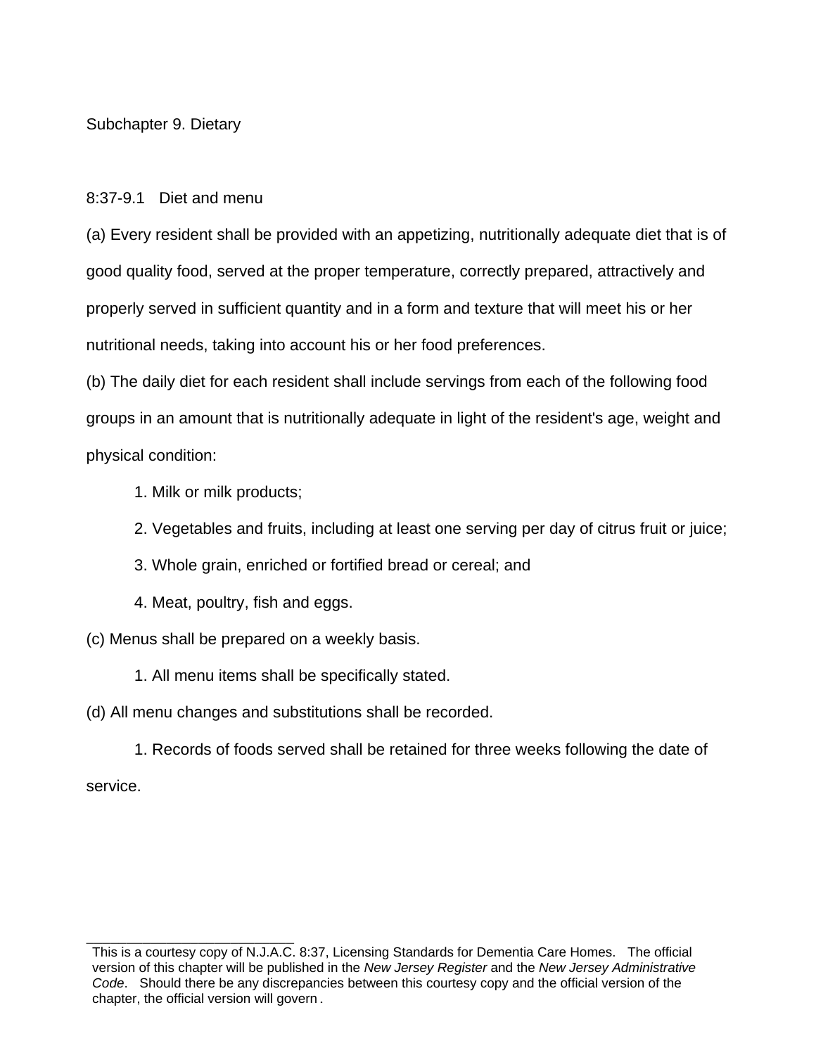## Subchapter 9. Dietary

### 8:37-9.1 Diet and menu

(a) Every resident shall be provided with an appetizing, nutritionally adequate diet that is of good quality food, served at the proper temperature, correctly prepared, attractively and properly served in sufficient quantity and in a form and texture that will meet his or her nutritional needs, taking into account his or her food preferences.

(b) The daily diet for each resident shall include servings from each of the following food groups in an amount that is nutritionally adequate in light of the resident's age, weight and physical condition:

1. Milk or milk products;
2. Vegetables and fruits, including at least one serving per day of citrus fruit or juice;
3. Whole grain, enriched or fortified bread or cereal; and
4. Meat, poultry, fish and eggs.

(c) Menus shall be prepared on a weekly basis.

1. All menu items shall be specifically stated.

(d) All menu changes and substitutions shall be recorded.

1. Records of foods served shall be retained for three weeks following the date of service.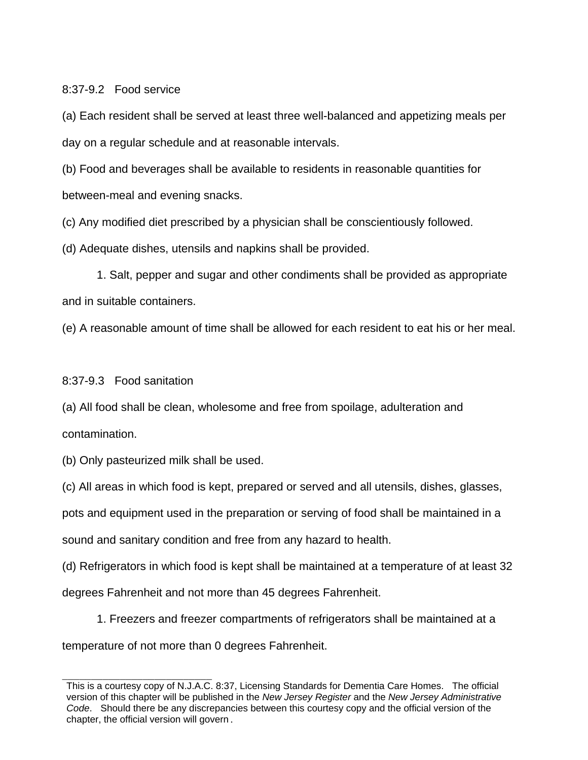## 8:37-9.2 Food service

(a) Each resident shall be served at least three well-balanced and appetizing meals per day on a regular schedule and at reasonable intervals.

(b) Food and beverages shall be available to residents in reasonable quantities for between-meal and evening snacks.

(c) Any modified diet prescribed by a physician shall be conscientiously followed.

(d) Adequate dishes, utensils and napkins shall be provided.

1. Salt, pepper and sugar and other condiments shall be provided as appropriate and in suitable containers.

(e) A reasonable amount of time shall be allowed for each resident to eat his or her meal.

## 8:37-9.3 Food sanitation

(a) All food shall be clean, wholesome and free from spoilage, adulteration and contamination.

(b) Only pasteurized milk shall be used.

(c) All areas in which food is kept, prepared or served and all utensils, dishes, glasses, pots and equipment used in the preparation or serving of food shall be maintained in a sound and sanitary condition and free from any hazard to health.

(d) Refrigerators in which food is kept shall be maintained at a temperature of at least 32 degrees Fahrenheit and not more than 45 degrees Fahrenheit.

1. Freezers and freezer compartments of refrigerators shall be maintained at a temperature of not more than 0 degrees Fahrenheit.

---

This is a courtesy copy of N.J.A.C. 8:37, Licensing Standards for Dementia Care Homes. The official version of this chapter will be published in the *New Jersey Register* and the *New Jersey Administrative Code*. Should there be any discrepancies between this courtesy copy and the official version of the chapter, the official version will govern.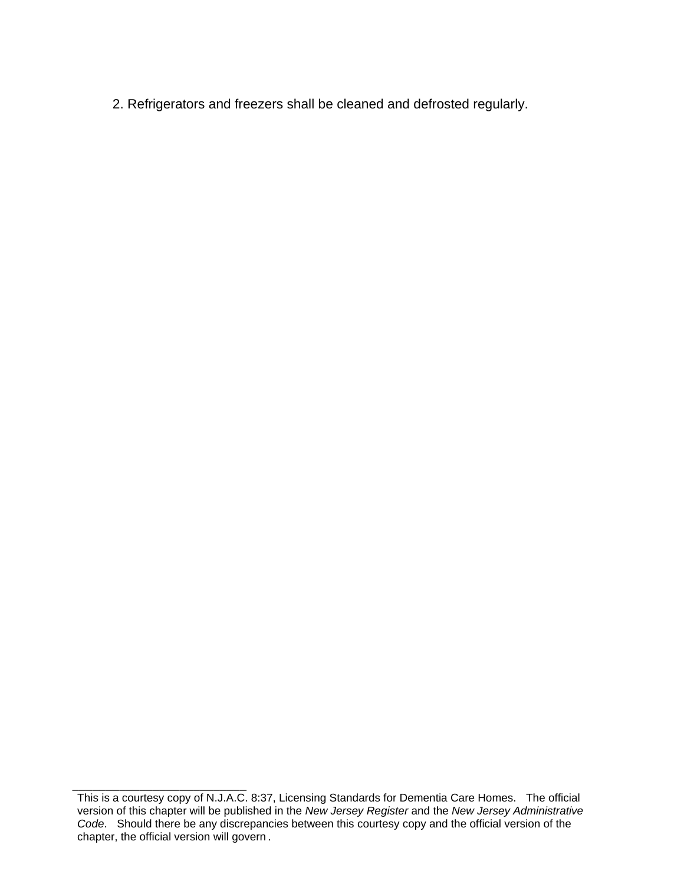2. Refrigerators and freezers shall be cleaned and defrosted regularly.